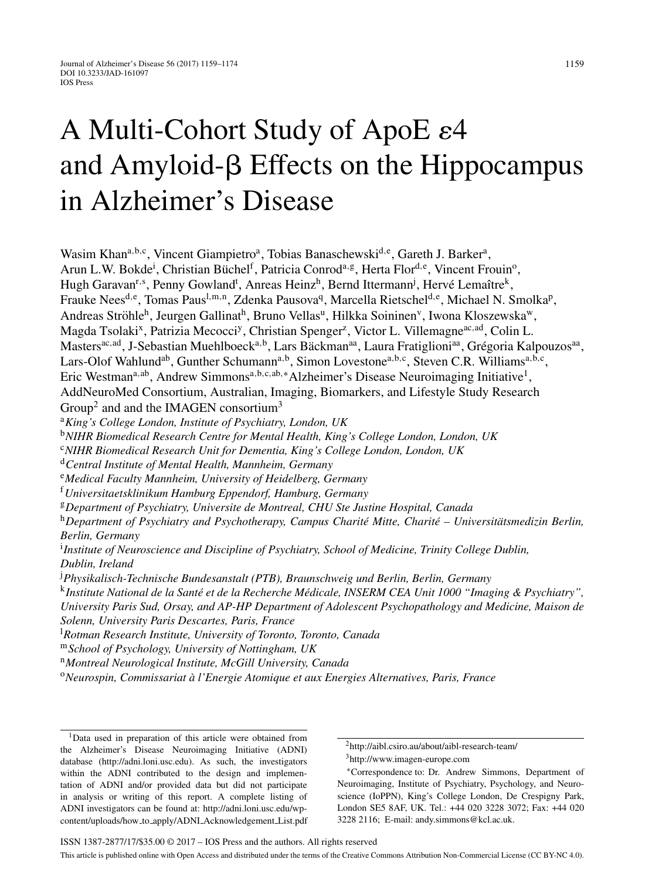# A Multi-Cohort Study of ApoE ε4 and Amyloid-β Effects on the Hippocampus in Alzheimer's Disease

Wasim Khan[a,b,c], Vincent Giampietro[a], Tobias Banaschewski[d,e], Gareth J. Barker[a], Arun L.W. Bokde[i], Christian Büchel[f], Patricia Conrod[a,g], Herta Flor[d,e], Vincent Frouin[o], Hugh Garavan[r,s], Penny Gowland[t], Anreas Heinz[h], Bernd Ittermann[j], Hervé Lemaître[k], Frauke Nees[d,e], Tomas Paus[l,m,n], Zdenka Pausova[q], Marcella Rietschel[d,e], Michael N. Smolka[p], Andreas Ströhle[h], Jeurgen Gallinat[h], Bruno Vellas[u], Hilkka Soininen[v], Iwona Kloszewska[w], Magda Tsolaki[x], Patrizia Mecocci[y], Christian Spenger[z], Victor L. Villemagne[ac,ad], Colin L. Masters[ac,ad], J-Sebastian Muehlboeck[a,b], Lars Bäckman[aa], Laura Fratiglioni[aa], Grégoria Kalpouzos[aa], Lars-Olof Wahlund[ab], Gunther Schumann[a,b], Simon Lovestone[a,b,c], Steven C.R. Williams[a,b,c], Eric Westman[a,ab], Andrew Simmons[a,b,c,ab,*] Alzheimer's Disease Neuroimaging Initiative[1], AddNeuroMed Consortium, Australian, Imaging, Biomarkers, and Lifestyle Study Research Group[2] and and the IMAGEN consortium[3]

[a]*King's College London, Institute of Psychiatry, London, UK*
[b]*NIHR Biomedical Research Centre for Mental Health, King's College London, London, UK*
[c]*NIHR Biomedical Research Unit for Dementia, King's College London, London, UK*
[d]*Central Institute of Mental Health, Mannheim, Germany*
[e]*Medical Faculty Mannheim, University of Heidelberg, Germany*
[f]*Universitaetsklinikum Hamburg Eppendorf, Hamburg, Germany*
[g]*Department of Psychiatry, Universite de Montreal, CHU Ste Justine Hospital, Canada*
[h]*Department of Psychiatry and Psychotherapy, Campus Charité Mitte, Charité – Universitätsmedizin Berlin, Berlin, Germany*
[i]*Institute of Neuroscience and Discipline of Psychiatry, School of Medicine, Trinity College Dublin, Dublin, Ireland*
[j]*Physikalisch-Technische Bundesanstalt (PTB), Braunschweig und Berlin, Berlin, Germany*
[k]*Institute National de la Santé et de la Recherche Médicale, INSERM CEA Unit 1000 "Imaging & Psychiatry", University Paris Sud, Orsay, and AP-HP Department of Adolescent Psychopathology and Medicine, Maison de Solenn, University Paris Descartes, Paris, France*
[l]*Rotman Research Institute, University of Toronto, Toronto, Canada*
[m]*School of Psychology, University of Nottingham, UK*
[n]*Montreal Neurological Institute, McGill University, Canada*
[o]*Neurospin, Commissariat à l'Energie Atomique et aux Energies Alternatives, Paris, France*

---

[1]Data used in preparation of this article were obtained from the Alzheimer's Disease Neuroimaging Initiative (ADNI) database (http://adni.loni.usc.edu). As such, the investigators within the ADNI contributed to the design and implementation of ADNI and/or provided data but did not participate in analysis or writing of this report. A complete listing of ADNI investigators can be found at: http://adni.loni.usc.edu/wp-content/uploads/how_to_apply/ADNI_Acknowledgement_List.pdf

[2]http://aibl.csiro.au/about/aibl-research-team/

[3]http://www.imagen-europe.com

*Correspondence to: Dr. Andrew Simmons, Department of Neuroimaging, Institute of Psychiatry, Psychology, and Neuroscience (IoPPN), King's College London, De Crespigny Park, London SE5 8AF, UK. Tel.: +44 020 3228 3072; Fax: +44 020 3228 2116; E-mail: andy.simmons@kcl.ac.uk.

ISSN 1387-2877/17/$35.00 © 2017 – IOS Press and the authors. All rights reserved

This article is published online with Open Access and distributed under the terms of the Creative Commons Attribution Non-Commercial License (CC BY-NC 4.0).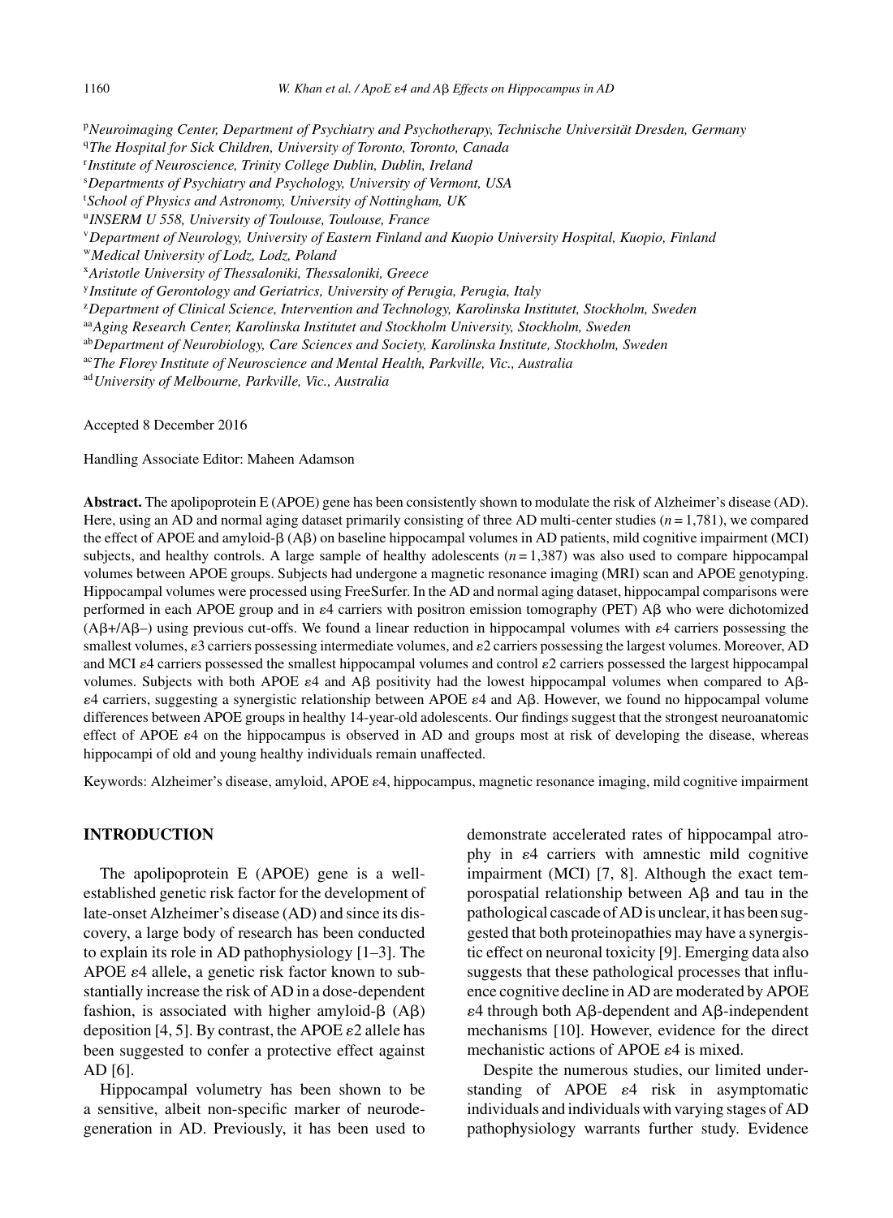[p] *Neuroimaging Center, Department of Psychiatry and Psychotherapy, Technische Universität Dresden, Germany*
[q] *The Hospital for Sick Children, University of Toronto, Toronto, Canada*
[r] *Institute of Neuroscience, Trinity College Dublin, Dublin, Ireland*
[s] *Departments of Psychiatry and Psychology, University of Vermont, USA*
[t] *School of Physics and Astronomy, University of Nottingham, UK*
[u] *INSERM U 558, University of Toulouse, Toulouse, France*
[v] *Department of Neurology, University of Eastern Finland and Kuopio University Hospital, Kuopio, Finland*
[w] *Medical University of Lodz, Lodz, Poland*
[x] *Aristotle University of Thessaloniki, Thessaloniki, Greece*
[y] *Institute of Gerontology and Geriatrics, University of Perugia, Perugia, Italy*
[z] *Department of Clinical Science, Intervention and Technology, Karolinska Institutet, Stockholm, Sweden*
[aa] *Aging Research Center, Karolinska Institutet and Stockholm University, Stockholm, Sweden*
[ab] *Department of Neurobiology, Care Sciences and Society, Karolinska Institute, Stockholm, Sweden*
[ac] *The Florey Institute of Neuroscience and Mental Health, Parkville, Vic., Australia*
[ad] *University of Melbourne, Parkville, Vic., Australia*

Accepted 8 December 2016

Handling Associate Editor: Maheen Adamson

**Abstract.** The apolipoprotein E (APOE) gene has been consistently shown to modulate the risk of Alzheimer's disease (AD). Here, using an AD and normal aging dataset primarily consisting of three AD multi-center studies ($n = 1{,}781$), we compared the effect of APOE and amyloid-β (Aβ) on baseline hippocampal volumes in AD patients, mild cognitive impairment (MCI) subjects, and healthy controls. A large sample of healthy adolescents ($n = 1{,}387$) was also used to compare hippocampal volumes between APOE groups. Subjects had undergone a magnetic resonance imaging (MRI) scan and APOE genotyping. Hippocampal volumes were processed using FreeSurfer. In the AD and normal aging dataset, hippocampal comparisons were performed in each APOE group and in ε4 carriers with positron emission tomography (PET) Aβ who were dichotomized (Aβ+/Aβ–) using previous cut-offs. We found a linear reduction in hippocampal volumes with ε4 carriers possessing the smallest volumes, ε3 carriers possessing intermediate volumes, and ε2 carriers possessing the largest volumes. Moreover, AD and MCI ε4 carriers possessed the smallest hippocampal volumes and control ε2 carriers possessed the largest hippocampal volumes. Subjects with both APOE ε4 and Aβ positivity had the lowest hippocampal volumes when compared to Aβ- ε4 carriers, suggesting a synergistic relationship between APOE ε4 and Aβ. However, we found no hippocampal volume differences between APOE groups in healthy 14-year-old adolescents. Our findings suggest that the strongest neuroanatomic effect of APOE ε4 on the hippocampus is observed in AD and groups most at risk of developing the disease, whereas hippocampi of old and young healthy individuals remain unaffected.

Keywords: Alzheimer's disease, amyloid, APOE ε4, hippocampus, magnetic resonance imaging, mild cognitive impairment

## INTRODUCTION

The apolipoprotein E (APOE) gene is a well-established genetic risk factor for the development of late-onset Alzheimer's disease (AD) and since its discovery, a large body of research has been conducted to explain its role in AD pathophysiology [1–3]. The APOE ε4 allele, a genetic risk factor known to substantially increase the risk of AD in a dose-dependent fashion, is associated with higher amyloid-β (Aβ) deposition [4, 5]. By contrast, the APOE ε2 allele has been suggested to confer a protective effect against AD [6].

Hippocampal volumetry has been shown to be a sensitive, albeit non-specific marker of neurodegeneration in AD. Previously, it has been used to demonstrate accelerated rates of hippocampal atrophy in ε4 carriers with amnestic mild cognitive impairment (MCI) [7, 8]. Although the exact temporospatial relationship between Aβ and tau in the pathological cascade of AD is unclear, it has been suggested that both proteinopathies may have a synergistic effect on neuronal toxicity [9]. Emerging data also suggests that these pathological processes that influence cognitive decline in AD are moderated by APOE ε4 through both Aβ-dependent and Aβ-independent mechanisms [10]. However, evidence for the direct mechanistic actions of APOE ε4 is mixed.

Despite the numerous studies, our limited understanding of APOE ε4 risk in asymptomatic individuals and individuals with varying stages of AD pathophysiology warrants further study. Evidence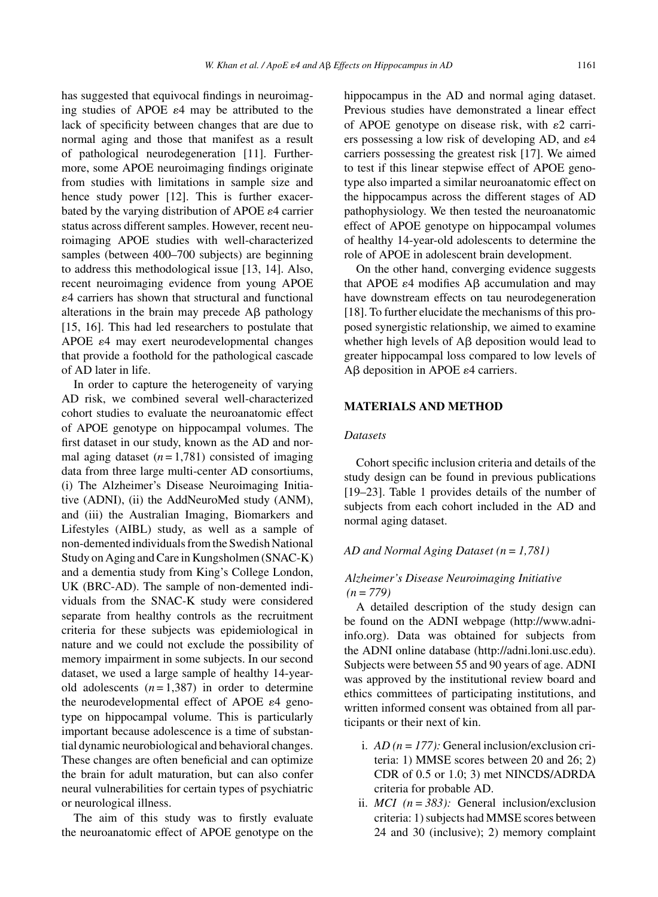has suggested that equivocal findings in neuroimaging studies of APOE ε4 may be attributed to the lack of specificity between changes that are due to normal aging and those that manifest as a result of pathological neurodegeneration [11]. Furthermore, some APOE neuroimaging findings originate from studies with limitations in sample size and hence study power [12]. This is further exacerbated by the varying distribution of APOE ε4 carrier status across different samples. However, recent neuroimaging APOE studies with well-characterized samples (between 400–700 subjects) are beginning to address this methodological issue [13, 14]. Also, recent neuroimaging evidence from young APOE ε4 carriers has shown that structural and functional alterations in the brain may precede Aβ pathology [15, 16]. This had led researchers to postulate that APOE ε4 may exert neurodevelopmental changes that provide a foothold for the pathological cascade of AD later in life.

In order to capture the heterogeneity of varying AD risk, we combined several well-characterized cohort studies to evaluate the neuroanatomic effect of APOE genotype on hippocampal volumes. The first dataset in our study, known as the AD and normal aging dataset ($n = 1{,}781$) consisted of imaging data from three large multi-center AD consortiums, (i) The Alzheimer's Disease Neuroimaging Initiative (ADNI), (ii) the AddNeuroMed study (ANM), and (iii) the Australian Imaging, Biomarkers and Lifestyles (AIBL) study, as well as a sample of non-demented individuals from the Swedish National Study on Aging and Care in Kungsholmen (SNAC-K) and a dementia study from King's College London, UK (BRC-AD). The sample of non-demented individuals from the SNAC-K study were considered separate from healthy controls as the recruitment criteria for these subjects was epidemiological in nature and we could not exclude the possibility of memory impairment in some subjects. In our second dataset, we used a large sample of healthy 14-year-old adolescents ($n = 1{,}387$) in order to determine the neurodevelopmental effect of APOE ε4 genotype on hippocampal volume. This is particularly important because adolescence is a time of substantial dynamic neurobiological and behavioral changes. These changes are often beneficial and can optimize the brain for adult maturation, but can also confer neural vulnerabilities for certain types of psychiatric or neurological illness.

The aim of this study was to firstly evaluate the neuroanatomic effect of APOE genotype on the hippocampus in the AD and normal aging dataset. Previous studies have demonstrated a linear effect of APOE genotype on disease risk, with ε2 carriers possessing a low risk of developing AD, and ε4 carriers possessing the greatest risk [17]. We aimed to test if this linear stepwise effect of APOE genotype also imparted a similar neuroanatomic effect on the hippocampus across the different stages of AD pathophysiology. We then tested the neuroanatomic effect of APOE genotype on hippocampal volumes of healthy 14-year-old adolescents to determine the role of APOE in adolescent brain development.

On the other hand, converging evidence suggests that APOE ε4 modifies Aβ accumulation and may have downstream effects on tau neurodegeneration [18]. To further elucidate the mechanisms of this proposed synergistic relationship, we aimed to examine whether high levels of Aβ deposition would lead to greater hippocampal loss compared to low levels of Aβ deposition in APOE ε4 carriers.

## MATERIALS AND METHOD

### *Datasets*

Cohort specific inclusion criteria and details of the study design can be found in previous publications [19–23]. Table 1 provides details of the number of subjects from each cohort included in the AD and normal aging dataset.

### *AD and Normal Aging Dataset (n = 1,781)*

#### *Alzheimer's Disease Neuroimaging Initiative (n = 779)*

A detailed description of the study design can be found on the ADNI webpage (http://www.adni-info.org). Data was obtained for subjects from the ADNI online database (http://adni.loni.usc.edu). Subjects were between 55 and 90 years of age. ADNI was approved by the institutional review board and ethics committees of participating institutions, and written informed consent was obtained from all participants or their next of kin.

i. *AD (n = 177):* General inclusion/exclusion criteria: 1) MMSE scores between 20 and 26; 2) CDR of 0.5 or 1.0; 3) met NINCDS/ADRDA criteria for probable AD.
ii. *MCI (n = 383):* General inclusion/exclusion criteria: 1) subjects had MMSE scores between 24 and 30 (inclusive); 2) memory complaint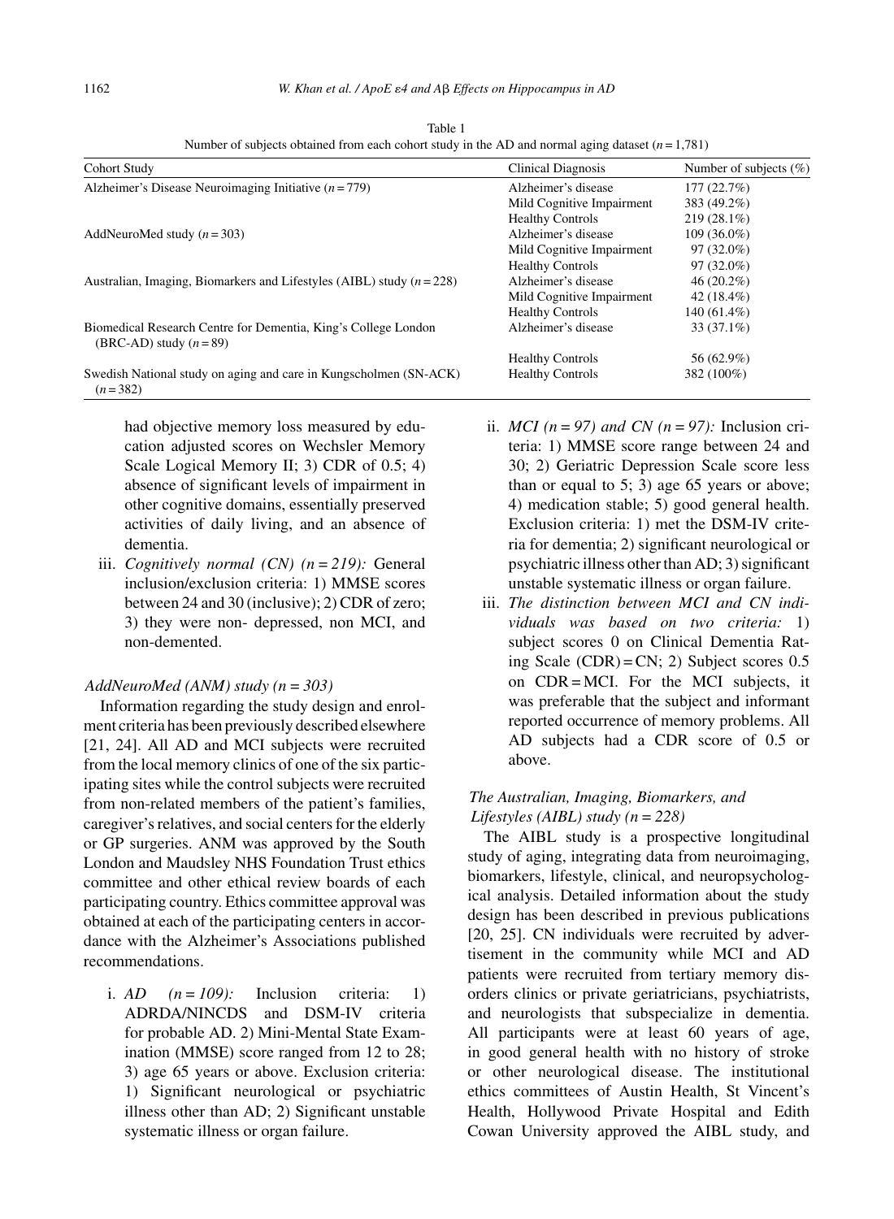Table 1
Number of subjects obtained from each cohort study in the AD and normal aging dataset ($n = 1{,}781$)

| Cohort Study | Clinical Diagnosis | Number of subjects (%) |
|---|---|---|
| Alzheimer's Disease Neuroimaging Initiative ($n = 779$) | Alzheimer's disease | 177 (22.7%) |
| | Mild Cognitive Impairment | 383 (49.2%) |
| | Healthy Controls | 219 (28.1%) |
| AddNeuroMed study ($n = 303$) | Alzheimer's disease | 109 (36.0%) |
| | Mild Cognitive Impairment | 97 (32.0%) |
| | Healthy Controls | 97 (32.0%) |
| Australian, Imaging, Biomarkers and Lifestyles (AIBL) study ($n = 228$) | Alzheimer's disease | 46 (20.2%) |
| | Mild Cognitive Impairment | 42 (18.4%) |
| | Healthy Controls | 140 (61.4%) |
| Biomedical Research Centre for Dementia, King's College London (BRC-AD) study ($n = 89$) | Alzheimer's disease | 33 (37.1%) |
| | Healthy Controls | 56 (62.9%) |
| Swedish National study on aging and care in Kungscholmen (SN-ACK) ($n = 382$) | Healthy Controls | 382 (100%) |

had objective memory loss measured by education adjusted scores on Wechsler Memory Scale Logical Memory II; 3) CDR of 0.5; 4) absence of significant levels of impairment in other cognitive domains, essentially preserved activities of daily living, and an absence of dementia.

iii. *Cognitively normal (CN) ($n = 219$):* General inclusion/exclusion criteria: 1) MMSE scores between 24 and 30 (inclusive); 2) CDR of zero; 3) they were non- depressed, non MCI, and non-demented.

*AddNeuroMed (ANM) study ($n = 303$)*

Information regarding the study design and enrolment criteria has been previously described elsewhere [21, 24]. All AD and MCI subjects were recruited from the local memory clinics of one of the six participating sites while the control subjects were recruited from non-related members of the patient's families, caregiver's relatives, and social centers for the elderly or GP surgeries. ANM was approved by the South London and Maudsley NHS Foundation Trust ethics committee and other ethical review boards of each participating country. Ethics committee approval was obtained at each of the participating centers in accordance with the Alzheimer's Associations published recommendations.

i. *AD ($n = 109$):* Inclusion criteria: 1) ADRDA/NINCDS and DSM-IV criteria for probable AD. 2) Mini-Mental State Examination (MMSE) score ranged from 12 to 28; 3) age 65 years or above. Exclusion criteria: 1) Significant neurological or psychiatric illness other than AD; 2) Significant unstable systematic illness or organ failure.

ii. *MCI ($n = 97$) and CN ($n = 97$):* Inclusion criteria: 1) MMSE score range between 24 and 30; 2) Geriatric Depression Scale score less than or equal to 5; 3) age 65 years or above; 4) medication stable; 5) good general health. Exclusion criteria: 1) met the DSM-IV criteria for dementia; 2) significant neurological or psychiatric illness other than AD; 3) significant unstable systematic illness or organ failure.

iii. *The distinction between MCI and CN individuals was based on two criteria:* 1) subject scores 0 on Clinical Dementia Rating Scale (CDR) = CN; 2) Subject scores 0.5 on CDR = MCI. For the MCI subjects, it was preferable that the subject and informant reported occurrence of memory problems. All AD subjects had a CDR score of 0.5 or above.

*The Australian, Imaging, Biomarkers, and Lifestyles (AIBL) study ($n = 228$)*

The AIBL study is a prospective longitudinal study of aging, integrating data from neuroimaging, biomarkers, lifestyle, clinical, and neuropsychological analysis. Detailed information about the study design has been described in previous publications [20, 25]. CN individuals were recruited by advertisement in the community while MCI and AD patients were recruited from tertiary memory disorders clinics or private geriatricians, psychiatrists, and neurologists that subspecialize in dementia. All participants were at least 60 years of age, in good general health with no history of stroke or other neurological disease. The institutional ethics committees of Austin Health, St Vincent's Health, Hollywood Private Hospital and Edith Cowan University approved the AIBL study, and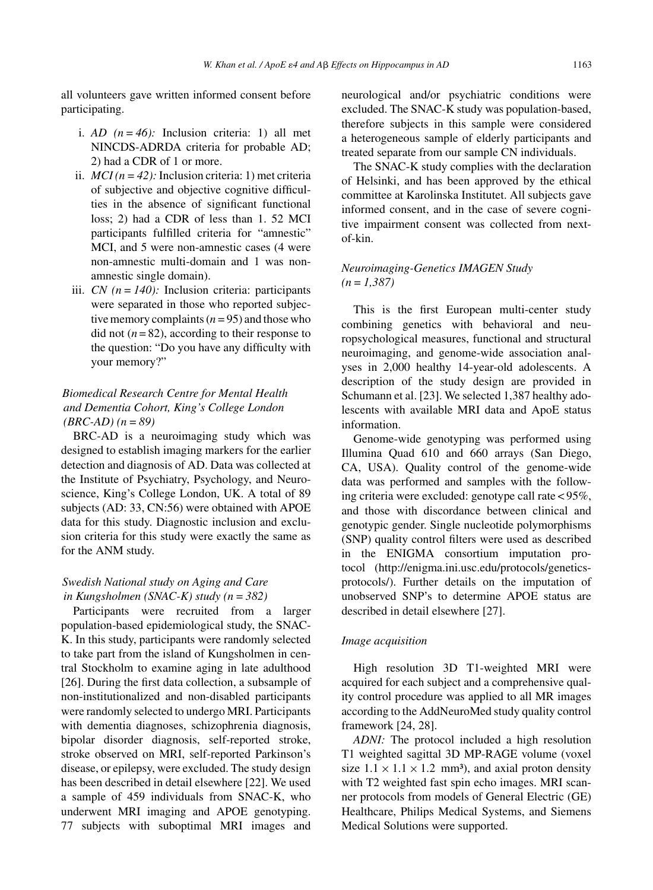all volunteers gave written informed consent before participating.

i. *AD (n = 46):* Inclusion criteria: 1) all met NINCDS-ADRDA criteria for probable AD; 2) had a CDR of 1 or more.
ii. *MCI (n = 42):* Inclusion criteria: 1) met criteria of subjective and objective cognitive difficulties in the absence of significant functional loss; 2) had a CDR of less than 1. 52 MCI participants fulfilled criteria for "amnestic" MCI, and 5 were non-amnestic cases (4 were non-amnestic multi-domain and 1 was non-amnestic single domain).
iii. *CN (n = 140):* Inclusion criteria: participants were separated in those who reported subjective memory complaints (*n* = 95) and those who did not (*n* = 82), according to their response to the question: "Do you have any difficulty with your memory?"

### *Biomedical Research Centre for Mental Health and Dementia Cohort, King's College London (BRC-AD) (n = 89)*

BRC-AD is a neuroimaging study which was designed to establish imaging markers for the earlier detection and diagnosis of AD. Data was collected at the Institute of Psychiatry, Psychology, and Neuroscience, King's College London, UK. A total of 89 subjects (AD: 33, CN:56) were obtained with APOE data for this study. Diagnostic inclusion and exclusion criteria for this study were exactly the same as for the ANM study.

### *Swedish National study on Aging and Care in Kungsholmen (SNAC-K) study (n = 382)*

Participants were recruited from a larger population-based epidemiological study, the SNAC-K. In this study, participants were randomly selected to take part from the island of Kungsholmen in central Stockholm to examine aging in late adulthood [26]. During the first data collection, a subsample of non-institutionalized and non-disabled participants were randomly selected to undergo MRI. Participants with dementia diagnoses, schizophrenia diagnosis, bipolar disorder diagnosis, self-reported stroke, stroke observed on MRI, self-reported Parkinson's disease, or epilepsy, were excluded. The study design has been described in detail elsewhere [22]. We used a sample of 459 individuals from SNAC-K, who underwent MRI imaging and APOE genotyping. 77 subjects with suboptimal MRI images and neurological and/or psychiatric conditions were excluded. The SNAC-K study was population-based, therefore subjects in this sample were considered a heterogeneous sample of elderly participants and treated separate from our sample CN individuals.

The SNAC-K study complies with the declaration of Helsinki, and has been approved by the ethical committee at Karolinska Institutet. All subjects gave informed consent, and in the case of severe cognitive impairment consent was collected from next-of-kin.

### *Neuroimaging-Genetics IMAGEN Study (n = 1,387)*

This is the first European multi-center study combining genetics with behavioral and neuropsychological measures, functional and structural neuroimaging, and genome-wide association analyses in 2,000 healthy 14-year-old adolescents. A description of the study design are provided in Schumann et al. [23]. We selected 1,387 healthy adolescents with available MRI data and ApoE status information.

Genome-wide genotyping was performed using Illumina Quad 610 and 660 arrays (San Diego, CA, USA). Quality control of the genome-wide data was performed and samples with the following criteria were excluded: genotype call rate < 95%, and those with discordance between clinical and genotypic gender. Single nucleotide polymorphisms (SNP) quality control filters were used as described in the ENIGMA consortium imputation protocol (http://enigma.ini.usc.edu/protocols/genetics-protocols/). Further details on the imputation of unobserved SNP's to determine APOE status are described in detail elsewhere [27].

### *Image acquisition*

High resolution 3D T1-weighted MRI were acquired for each subject and a comprehensive quality control procedure was applied to all MR images according to the AddNeuroMed study quality control framework [24, 28].

*ADNI:* The protocol included a high resolution T1 weighted sagittal 3D MP-RAGE volume (voxel size $1.1 \times 1.1 \times 1.2$ mm³), and axial proton density with T2 weighted fast spin echo images. MRI scanner protocols from models of General Electric (GE) Healthcare, Philips Medical Systems, and Siemens Medical Solutions were supported.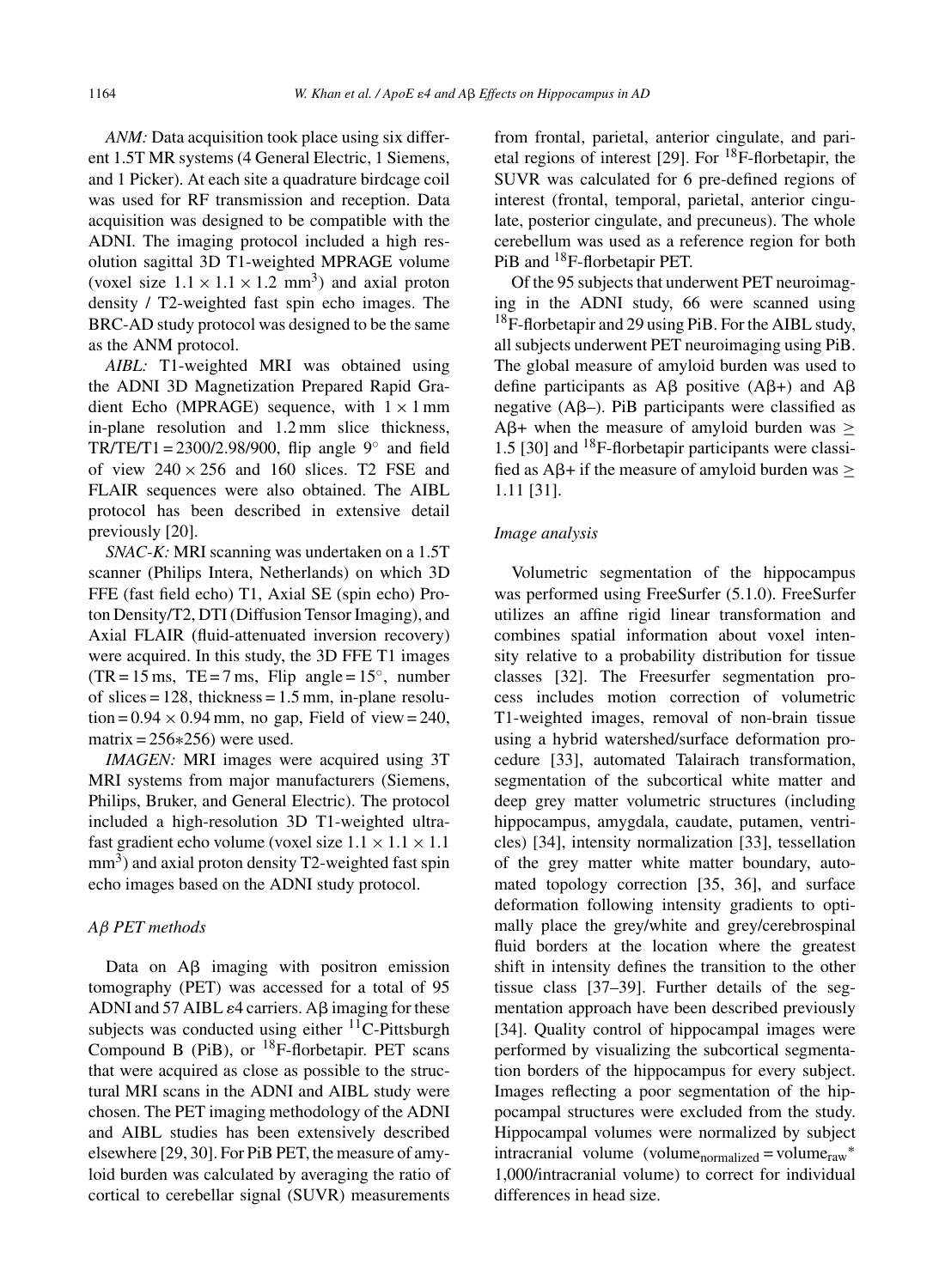*ANM:* Data acquisition took place using six different 1.5T MR systems (4 General Electric, 1 Siemens, and 1 Picker). At each site a quadrature birdcage coil was used for RF transmission and reception. Data acquisition was designed to be compatible with the ADNI. The imaging protocol included a high resolution sagittal 3D T1-weighted MPRAGE volume (voxel size $1.1 \times 1.1 \times 1.2$ mm$^3$) and axial proton density / T2-weighted fast spin echo images. The BRC-AD study protocol was designed to be the same as the ANM protocol.

*AIBL:* T1-weighted MRI was obtained using the ADNI 3D Magnetization Prepared Rapid Gradient Echo (MPRAGE) sequence, with $1 \times 1$ mm in-plane resolution and 1.2 mm slice thickness, TR/TE/T1 = 2300/2.98/900, flip angle 9° and field of view $240 \times 256$ and 160 slices. T2 FSE and FLAIR sequences were also obtained. The AIBL protocol has been described in extensive detail previously [20].

*SNAC-K:* MRI scanning was undertaken on a 1.5T scanner (Philips Intera, Netherlands) on which 3D FFE (fast field echo) T1, Axial SE (spin echo) Proton Density/T2, DTI (Diffusion Tensor Imaging), and Axial FLAIR (fluid-attenuated inversion recovery) were acquired. In this study, the 3D FFE T1 images (TR = 15 ms, TE = 7 ms, Flip angle = 15°, number of slices = 128, thickness = 1.5 mm, in-plane resolution = $0.94 \times 0.94$ mm, no gap, Field of view = 240, matrix = 256∗256) were used.

*IMAGEN:* MRI images were acquired using 3T MRI systems from major manufacturers (Siemens, Philips, Bruker, and General Electric). The protocol included a high-resolution 3D T1-weighted ultra-fast gradient echo volume (voxel size $1.1 \times 1.1 \times 1.1$ mm$^3$) and axial proton density T2-weighted fast spin echo images based on the ADNI study protocol.

### *Aβ PET methods*

Data on Aβ imaging with positron emission tomography (PET) was accessed for a total of 95 ADNI and 57 AIBL ε4 carriers. Aβ imaging for these subjects was conducted using either $^{11}$C-Pittsburgh Compound B (PiB), or $^{18}$F-florbetapir. PET scans that were acquired as close as possible to the structural MRI scans in the ADNI and AIBL study were chosen. The PET imaging methodology of the ADNI and AIBL studies has been extensively described elsewhere [29, 30]. For PiB PET, the measure of amyloid burden was calculated by averaging the ratio of cortical to cerebellar signal (SUVR) measurements from frontal, parietal, anterior cingulate, and parietal regions of interest [29]. For $^{18}$F-florbetapir, the SUVR was calculated for 6 pre-defined regions of interest (frontal, temporal, parietal, anterior cingulate, posterior cingulate, and precuneus). The whole cerebellum was used as a reference region for both PiB and $^{18}$F-florbetapir PET.

Of the 95 subjects that underwent PET neuroimaging in the ADNI study, 66 were scanned using $^{18}$F-florbetapir and 29 using PiB. For the AIBL study, all subjects underwent PET neuroimaging using PiB. The global measure of amyloid burden was used to define participants as Aβ positive (Aβ+) and Aβ negative (Aβ–). PiB participants were classified as Aβ+ when the measure of amyloid burden was $\geq$ 1.5 [30] and $^{18}$F-florbetapir participants were classified as Aβ+ if the measure of amyloid burden was $\geq$ 1.11 [31].

### *Image analysis*

Volumetric segmentation of the hippocampus was performed using FreeSurfer (5.1.0). FreeSurfer utilizes an affine rigid linear transformation and combines spatial information about voxel intensity relative to a probability distribution for tissue classes [32]. The Freesurfer segmentation process includes motion correction of volumetric T1-weighted images, removal of non-brain tissue using a hybrid watershed/surface deformation procedure [33], automated Talairach transformation, segmentation of the subcortical white matter and deep grey matter volumetric structures (including hippocampus, amygdala, caudate, putamen, ventricles) [34], intensity normalization [33], tessellation of the grey matter white matter boundary, automated topology correction [35, 36], and surface deformation following intensity gradients to optimally place the grey/white and grey/cerebrospinal fluid borders at the location where the greatest shift in intensity defines the transition to the other tissue class [37–39]. Further details of the segmentation approach have been described previously [34]. Quality control of hippocampal images were performed by visualizing the subcortical segmentation borders of the hippocampus for every subject. Images reflecting a poor segmentation of the hippocampal structures were excluded from the study. Hippocampal volumes were normalized by subject intracranial volume ($\text{volume}_{\text{normalized}} = \text{volume}_{\text{raw}}{}^{*}$ 1,000/intracranial volume) to correct for individual differences in head size.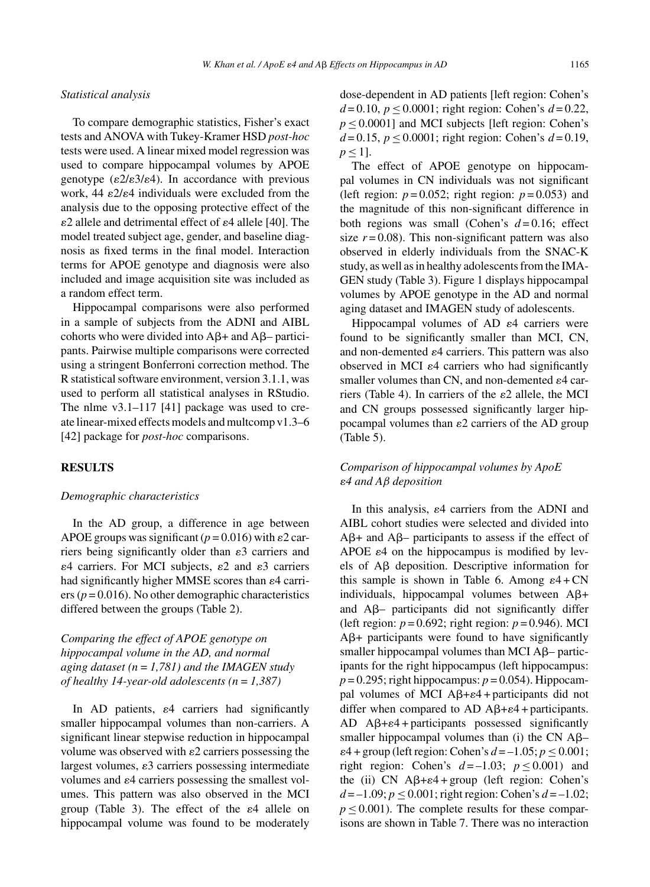### *Statistical analysis*

To compare demographic statistics, Fisher's exact tests and ANOVA with Tukey-Kramer HSD *post-hoc* tests were used. A linear mixed model regression was used to compare hippocampal volumes by APOE genotype ($\varepsilon$2/$\varepsilon$3/$\varepsilon$4). In accordance with previous work, 44 $\varepsilon$2/$\varepsilon$4 individuals were excluded from the analysis due to the opposing protective effect of the $\varepsilon$2 allele and detrimental effect of $\varepsilon$4 allele [40]. The model treated subject age, gender, and baseline diagnosis as fixed terms in the final model. Interaction terms for APOE genotype and diagnosis were also included and image acquisition site was included as a random effect term.

Hippocampal comparisons were also performed in a sample of subjects from the ADNI and AIBL cohorts who were divided into Aβ+ and Aβ– participants. Pairwise multiple comparisons were corrected using a stringent Bonferroni correction method. The R statistical software environment, version 3.1.1, was used to perform all statistical analyses in RStudio. The nlme v3.1–117 [41] package was used to create linear-mixed effects models and multcomp v1.3–6 [42] package for *post-hoc* comparisons.

## RESULTS

### *Demographic characteristics*

In the AD group, a difference in age between APOE groups was significant ($p = 0.016$) with $\varepsilon$2 carriers being significantly older than $\varepsilon$3 carriers and $\varepsilon$4 carriers. For MCI subjects, $\varepsilon$2 and $\varepsilon$3 carriers had significantly higher MMSE scores than $\varepsilon$4 carriers ($p = 0.016$). No other demographic characteristics differed between the groups (Table 2).

### *Comparing the effect of APOE genotype on hippocampal volume in the AD, and normal aging dataset (n = 1,781) and the IMAGEN study of healthy 14-year-old adolescents (n = 1,387)*

In AD patients, $\varepsilon$4 carriers had significantly smaller hippocampal volumes than non-carriers. A significant linear stepwise reduction in hippocampal volume was observed with $\varepsilon$2 carriers possessing the largest volumes, $\varepsilon$3 carriers possessing intermediate volumes and $\varepsilon$4 carriers possessing the smallest volumes. This pattern was also observed in the MCI group (Table 3). The effect of the $\varepsilon$4 allele on hippocampal volume was found to be moderately dose-dependent in AD patients [left region: Cohen's $d = 0.10$, $p \leq 0.0001$; right region: Cohen's $d = 0.22$, $p \leq 0.0001$] and MCI subjects [left region: Cohen's $d = 0.15$, $p \leq 0.0001$; right region: Cohen's $d = 0.19$, $p \leq 1$].

The effect of APOE genotype on hippocampal volumes in CN individuals was not significant (left region: $p = 0.052$; right region: $p = 0.053$) and the magnitude of this non-significant difference in both regions was small (Cohen's $d = 0.16$; effect size $r = 0.08$). This non-significant pattern was also observed in elderly individuals from the SNAC-K study, as well as in healthy adolescents from the IMAGEN study (Table 3). Figure 1 displays hippocampal volumes by APOE genotype in the AD and normal aging dataset and IMAGEN study of adolescents.

Hippocampal volumes of AD $\varepsilon$4 carriers were found to be significantly smaller than MCI, CN, and non-demented $\varepsilon$4 carriers. This pattern was also observed in MCI $\varepsilon$4 carriers who had significantly smaller volumes than CN, and non-demented $\varepsilon$4 carriers (Table 4). In carriers of the $\varepsilon$2 allele, the MCI and CN groups possessed significantly larger hippocampal volumes than $\varepsilon$2 carriers of the AD group (Table 5).

### *Comparison of hippocampal volumes by ApoE ε4 and Aβ deposition*

In this analysis, $\varepsilon$4 carriers from the ADNI and AIBL cohort studies were selected and divided into Aβ+ and Aβ– participants to assess if the effect of APOE $\varepsilon$4 on the hippocampus is modified by levels of Aβ deposition. Descriptive information for this sample is shown in Table 6. Among $\varepsilon$4 + CN individuals, hippocampal volumes between Aβ+ and Aβ– participants did not significantly differ (left region: $p = 0.692$; right region: $p = 0.946$). MCI Aβ+ participants were found to have significantly smaller hippocampal volumes than MCI Aβ– participants for the right hippocampus (left hippocampus: $p = 0.295$; right hippocampus: $p = 0.054$). Hippocampal volumes of MCI Aβ+$\varepsilon$4 + participants did not differ when compared to AD Aβ+$\varepsilon$4 + participants. AD Aβ+$\varepsilon$4 + participants possessed significantly smaller hippocampal volumes than (i) the CN Aβ–$\varepsilon$4 + group (left region: Cohen's $d = -1.05$; $p \leq 0.001$; right region: Cohen's $d = -1.03$; $p \leq 0.001$) and the (ii) CN Aβ+$\varepsilon$4 + group (left region: Cohen's $d = -1.09$; $p \leq 0.001$; right region: Cohen's $d = -1.02$; $p \leq 0.001$). The complete results for these comparisons are shown in Table 7. There was no interaction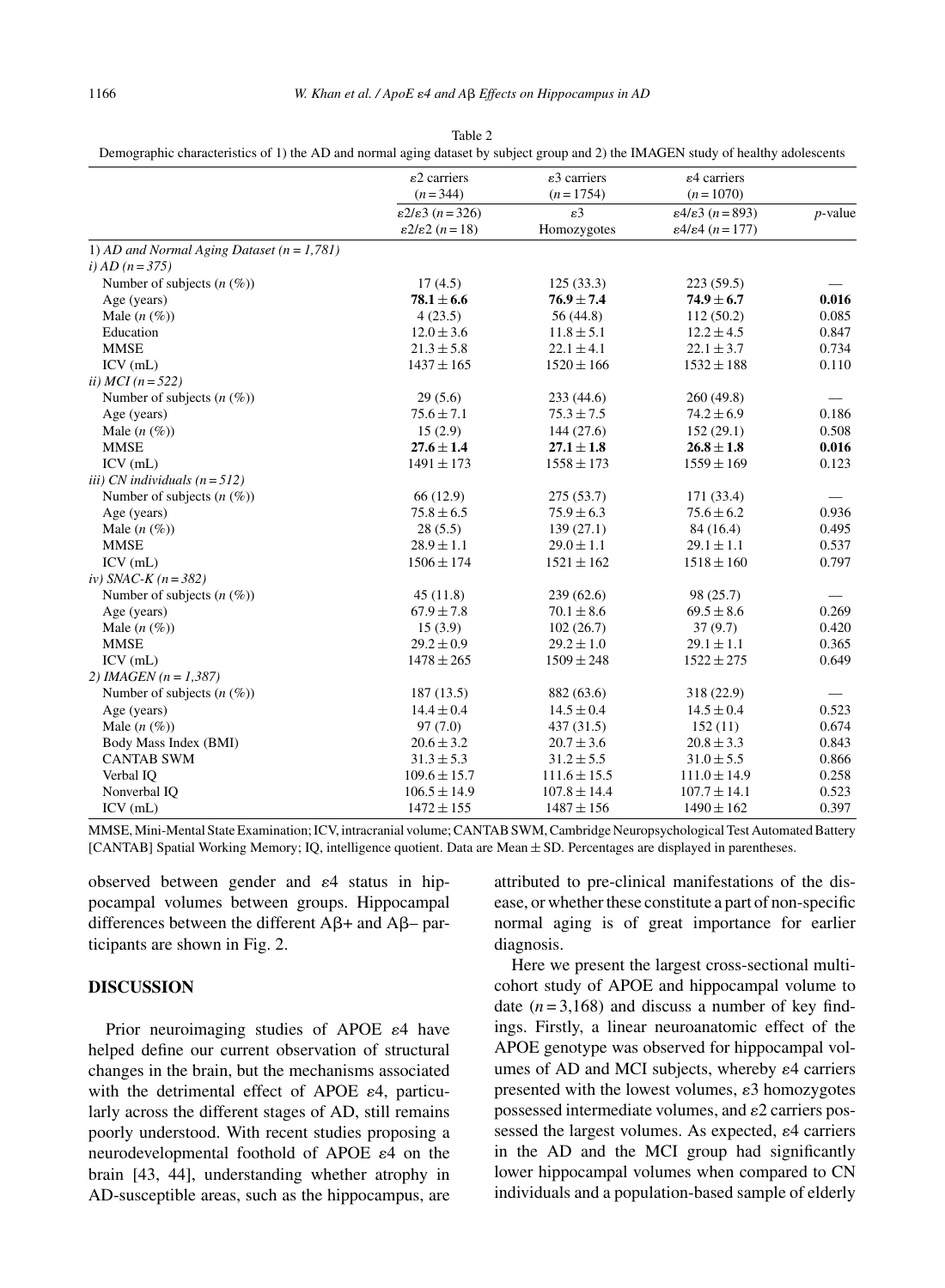Table 2
Demographic characteristics of 1) the AD and normal aging dataset by subject group and 2) the IMAGEN study of healthy adolescents

| | $\varepsilon$2 carriers ($n = 344$) | $\varepsilon$3 carriers ($n = 1754$) | $\varepsilon$4 carriers ($n = 1070$) | |
|---|---|---|---|---|
| | $\varepsilon2/\varepsilon3$ ($n = 326$) $\varepsilon2/\varepsilon2$ ($n = 18$) | $\varepsilon$3 Homozygotes | $\varepsilon4/\varepsilon3$ ($n = 893$) $\varepsilon4/\varepsilon4$ ($n = 177$) | *p*-value |
| 1) *AD and Normal Aging Dataset ($n = 1,781$)* | | | | |
| *i) AD ($n = 375$)* | | | | |
| Number of subjects ($n$ (%)) | 17 (4.5) | 125 (33.3) | 223 (59.5) | — |
| Age (years) | **78.1 ± 6.6** | **76.9 ± 7.4** | **74.9 ± 6.7** | **0.016** |
| Male ($n$ (%)) | 4 (23.5) | 56 (44.8) | 112 (50.2) | 0.085 |
| Education | 12.0 ± 3.6 | 11.8 ± 5.1 | 12.2 ± 4.5 | 0.847 |
| MMSE | 21.3 ± 5.8 | 22.1 ± 4.1 | 22.1 ± 3.7 | 0.734 |
| ICV (mL) | 1437 ± 165 | 1520 ± 166 | 1532 ± 188 | 0.110 |
| *ii) MCI ($n = 522$)* | | | | |
| Number of subjects ($n$ (%)) | 29 (5.6) | 233 (44.6) | 260 (49.8) | — |
| Age (years) | 75.6 ± 7.1 | 75.3 ± 7.5 | 74.2 ± 6.9 | 0.186 |
| Male ($n$ (%)) | 15 (2.9) | 144 (27.6) | 152 (29.1) | 0.508 |
| MMSE | **27.6 ± 1.4** | **27.1 ± 1.8** | **26.8 ± 1.8** | **0.016** |
| ICV (mL) | 1491 ± 173 | 1558 ± 173 | 1559 ± 169 | 0.123 |
| *iii) CN individuals ($n = 512$)* | | | | |
| Number of subjects ($n$ (%)) | 66 (12.9) | 275 (53.7) | 171 (33.4) | — |
| Age (years) | 75.8 ± 6.5 | 75.9 ± 6.3 | 75.6 ± 6.2 | 0.936 |
| Male ($n$ (%)) | 28 (5.5) | 139 (27.1) | 84 (16.4) | 0.495 |
| MMSE | 28.9 ± 1.1 | 29.0 ± 1.1 | 29.1 ± 1.1 | 0.537 |
| ICV (mL) | 1506 ± 174 | 1521 ± 162 | 1518 ± 160 | 0.797 |
| *iv) SNAC-K ($n = 382$)* | | | | |
| Number of subjects ($n$ (%)) | 45 (11.8) | 239 (62.6) | 98 (25.7) | — |
| Age (years) | 67.9 ± 7.8 | 70.1 ± 8.6 | 69.5 ± 8.6 | 0.269 |
| Male ($n$ (%)) | 15 (3.9) | 102 (26.7) | 37 (9.7) | 0.420 |
| MMSE | 29.2 ± 0.9 | 29.2 ± 1.0 | 29.1 ± 1.1 | 0.365 |
| ICV (mL) | 1478 ± 265 | 1509 ± 248 | 1522 ± 275 | 0.649 |
| *2) IMAGEN ($n = 1,387$)* | | | | |
| Number of subjects ($n$ (%)) | 187 (13.5) | 882 (63.6) | 318 (22.9) | — |
| Age (years) | 14.4 ± 0.4 | 14.5 ± 0.4 | 14.5 ± 0.4 | 0.523 |
| Male ($n$ (%)) | 97 (7.0) | 437 (31.5) | 152 (11) | 0.674 |
| Body Mass Index (BMI) | 20.6 ± 3.2 | 20.7 ± 3.6 | 20.8 ± 3.3 | 0.843 |
| CANTAB SWM | 31.3 ± 5.3 | 31.2 ± 5.5 | 31.0 ± 5.5 | 0.866 |
| Verbal IQ | 109.6 ± 15.7 | 111.6 ± 15.5 | 111.0 ± 14.9 | 0.258 |
| Nonverbal IQ | 106.5 ± 14.9 | 107.8 ± 14.4 | 107.7 ± 14.1 | 0.523 |
| ICV (mL) | 1472 ± 155 | 1487 ± 156 | 1490 ± 162 | 0.397 |

MMSE, Mini-Mental State Examination; ICV, intracranial volume; CANTAB SWM, Cambridge Neuropsychological Test Automated Battery [CANTAB] Spatial Working Memory; IQ, intelligence quotient. Data are Mean ± SD. Percentages are displayed in parentheses.

observed between gender and $\varepsilon$4 status in hippocampal volumes between groups. Hippocampal differences between the different A$\beta$+ and A$\beta$– participants are shown in Fig. 2.

## DISCUSSION

Prior neuroimaging studies of APOE $\varepsilon$4 have helped define our current observation of structural changes in the brain, but the mechanisms associated with the detrimental effect of APOE $\varepsilon$4, particularly across the different stages of AD, still remains poorly understood. With recent studies proposing a neurodevelopmental foothold of APOE $\varepsilon$4 on the brain [43, 44], understanding whether atrophy in AD-susceptible areas, such as the hippocampus, are attributed to pre-clinical manifestations of the disease, or whether these constitute a part of non-specific normal aging is of great importance for earlier diagnosis.

Here we present the largest cross-sectional multi-cohort study of APOE and hippocampal volume to date ($n = 3,168$) and discuss a number of key findings. Firstly, a linear neuroanatomic effect of the APOE genotype was observed for hippocampal volumes of AD and MCI subjects, whereby $\varepsilon$4 carriers presented with the lowest volumes, $\varepsilon$3 homozygotes possessed intermediate volumes, and $\varepsilon$2 carriers possessed the largest volumes. As expected, $\varepsilon$4 carriers in the AD and the MCI group had significantly lower hippocampal volumes when compared to CN individuals and a population-based sample of elderly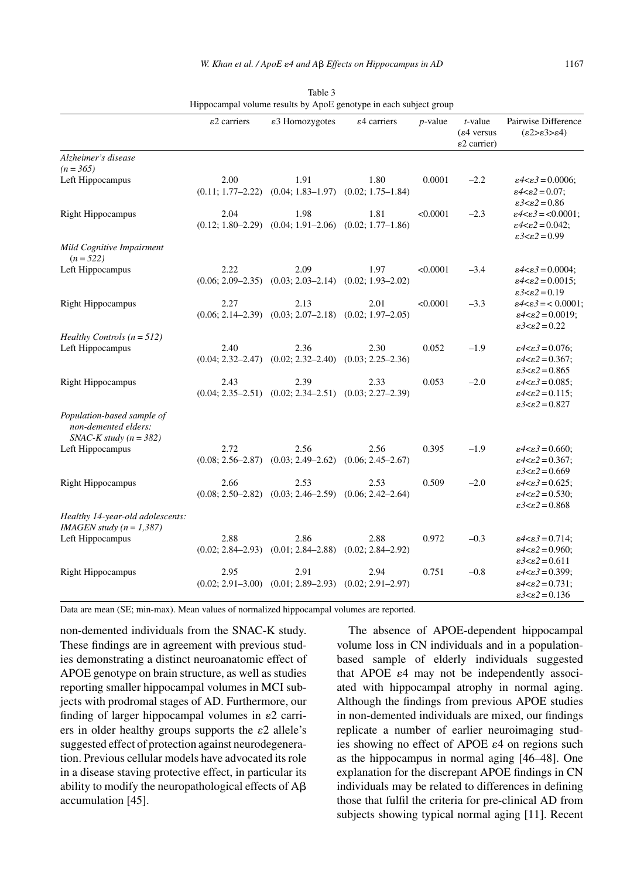Table 3
Hippocampal volume results by ApoE genotype in each subject group

| | ε2 carriers | ε3 Homozygotes | ε4 carriers | *p*-value | *t*-value (ε4 versus ε2 carrier) | Pairwise Difference (ε2>ε3>ε4) |
|---|---|---|---|---|---|---|
| *Alzheimer's disease (n = 365)* | | | | | | |
| Left Hippocampus | 2.00 (0.11; 1.77–2.22) | 1.91 (0.04; 1.83–1.97) | 1.80 (0.02; 1.75–1.84) | 0.0001 | –2.2 | *ε4<ε3* = 0.0006; *ε4<ε2* = 0.07; *ε3<ε2* = 0.86 |
| Right Hippocampus | 2.04 (0.12; 1.80–2.29) | 1.98 (0.04; 1.91–2.06) | 1.81 (0.02; 1.77–1.86) | <0.0001 | –2.3 | *ε4<ε3* = <0.0001; *ε4<ε2* = 0.042; *ε3<ε2* = 0.99 |
| *Mild Cognitive Impairment (n = 522)* | | | | | | |
| Left Hippocampus | 2.22 (0.06; 2.09–2.35) | 2.09 (0.03; 2.03–2.14) | 1.97 (0.02; 1.93–2.02) | <0.0001 | –3.4 | *ε4<ε3* = 0.0004; *ε4<ε2* = 0.0015; *ε3<ε2* = 0.19 |
| Right Hippocampus | 2.27 (0.06; 2.14–2.39) | 2.13 (0.03; 2.07–2.18) | 2.01 (0.02; 1.97–2.05) | <0.0001 | –3.3 | *ε4<ε3* = < 0.0001; *ε4<ε2* = 0.0019; *ε3<ε2* = 0.22 |
| *Healthy Controls (n = 512)* | | | | | | |
| Left Hippocampus | 2.40 (0.04; 2.32–2.47) | 2.36 (0.02; 2.32–2.40) | 2.30 (0.03; 2.25–2.36) | 0.052 | –1.9 | *ε4<ε3* = 0.076; *ε4<ε2* = 0.367; *ε3<ε2* = 0.865 |
| Right Hippocampus | 2.43 (0.04; 2.35–2.51) | 2.39 (0.02; 2.34–2.51) | 2.33 (0.03; 2.27–2.39) | 0.053 | –2.0 | *ε4<ε3* = 0.085; *ε4<ε2* = 0.115; *ε3<ε2* = 0.827 |
| *Population-based sample of non-demented elders: SNAC-K study (n = 382)* | | | | | | |
| Left Hippocampus | 2.72 (0.08; 2.56–2.87) | 2.56 (0.03; 2.49–2.62) | 2.56 (0.06; 2.45–2.67) | 0.395 | –1.9 | *ε4<ε3* = 0.660; *ε4<ε2* = 0.367; *ε3<ε2* = 0.669 |
| Right Hippocampus | 2.66 (0.08; 2.50–2.82) | 2.53 (0.03; 2.46–2.59) | 2.53 (0.06; 2.42–2.64) | 0.509 | –2.0 | *ε4<ε3* = 0.625; *ε4<ε2* = 0.530; *ε3<ε2* = 0.868 |
| *Healthy 14-year-old adolescents: IMAGEN study (n = 1,387)* | | | | | | |
| Left Hippocampus | 2.88 (0.02; 2.84–2.93) | 2.86 (0.01; 2.84–2.88) | 2.88 (0.02; 2.84–2.92) | 0.972 | –0.3 | *ε4<ε3* = 0.714; *ε4<ε2* = 0.960; *ε3<ε2* = 0.611 |
| Right Hippocampus | 2.95 (0.02; 2.91–3.00) | 2.91 (0.01; 2.89–2.93) | 2.94 (0.02; 2.91–2.97) | 0.751 | –0.8 | *ε4<ε3* = 0.399; *ε4<ε2* = 0.731; *ε3<ε2* = 0.136 |

Data are mean (SE; min-max). Mean values of normalized hippocampal volumes are reported.

non-demented individuals from the SNAC-K study. These findings are in agreement with previous studies demonstrating a distinct neuroanatomic effect of APOE genotype on brain structure, as well as studies reporting smaller hippocampal volumes in MCI subjects with prodromal stages of AD. Furthermore, our finding of larger hippocampal volumes in ε2 carriers in older healthy groups supports the ε2 allele's suggested effect of protection against neurodegeneration. Previous cellular models have advocated its role in a disease staving protective effect, in particular its ability to modify the neuropathological effects of Aβ accumulation [45].

The absence of APOE-dependent hippocampal volume loss in CN individuals and in a population-based sample of elderly individuals suggested that APOE ε4 may not be independently associated with hippocampal atrophy in normal aging. Although the findings from previous APOE studies in non-demented individuals are mixed, our findings replicate a number of earlier neuroimaging studies showing no effect of APOE ε4 on regions such as the hippocampus in normal aging [46–48]. One explanation for the discrepant APOE findings in CN individuals may be related to differences in defining those that fulfil the criteria for pre-clinical AD from subjects showing typical normal aging [11]. Recent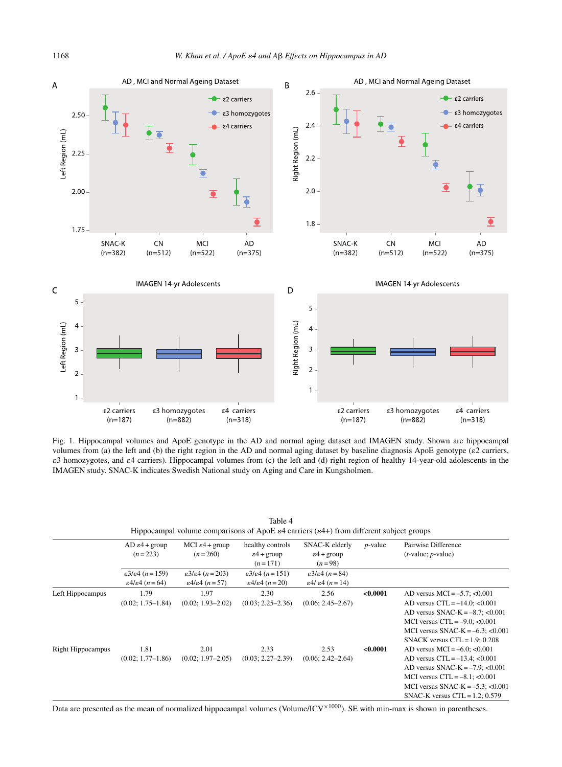Fig. 1. Hippocampal volumes and ApoE genotype in the AD and normal aging dataset and IMAGEN study. Shown are hippocampal volumes from (a) the left and (b) the right region in the AD and normal aging dataset by baseline diagnosis ApoE genotype (ε2 carriers, ε3 homozygotes, and ε4 carriers). Hippocampal volumes from (c) the left and (d) right region of healthy 14-year-old adolescents in the IMAGEN study. SNAC-K indicates Swedish National study on Aging and Care in Kungsholmen.

Table 4
Hippocampal volume comparisons of ApoE ε4 carriers (ε4+) from different subject groups

| | AD ε4 + group ($n$ = 223) | MCI ε4 + group ($n$ = 260) | healthy controls ε4 + group ($n$ = 171) | SNAC-K elderly ε4 + group ($n$ = 98) | $p$-value | Pairwise Difference ($t$-value; $p$-value) |
|---|---|---|---|---|---|---|
| | ε3/ε4 ($n$ = 159) ε4/ε4 ($n$ = 64) | ε3/ε4 ($n$ = 203) ε4/ε4 ($n$ = 57) | ε3/ε4 ($n$ = 151) ε4/ε4 ($n$ = 20) | ε3/ε4 ($n$ = 84) ε4/ ε4 ($n$ = 14) | | |
| Left Hippocampus | 1.79 (0.02; 1.75–1.84) | 1.97 (0.02; 1.93–2.02) | 2.30 (0.03; 2.25–2.36) | 2.56 (0.06; 2.45–2.67) | **<0.0001** | AD versus MCI = –5.7; <0.001<br>AD versus CTL = –14.0; <0.001<br>AD versus SNAC-K = –8.7; <0.001<br>MCI versus CTL = –9.0; <0.001<br>MCI versus SNAC-K = –6.3; <0.001<br>SNACK versus CTL = 1.9; 0.208 |
| Right Hippocampus | 1.81 (0.02; 1.77–1.86) | 2.01 (0.02; 1.97–2.05) | 2.33 (0.03; 2.27–2.39) | 2.53 (0.06; 2.42–2.64) | **<0.0001** | AD versus MCI = –6.0; <0.001<br>AD versus CTL = –13.4; <0.001<br>AD versus SNAC-K = –7.9; <0.001<br>MCI versus CTL = –8.1; <0.001<br>MCI versus SNAC-K = –5.3; <0.001<br>SNAC-K versus CTL = 1.2; 0.579 |

Data are presented as the mean of normalized hippocampal volumes (Volume/ICV$^{\times 1000}$). SE with min-max is shown in parentheses.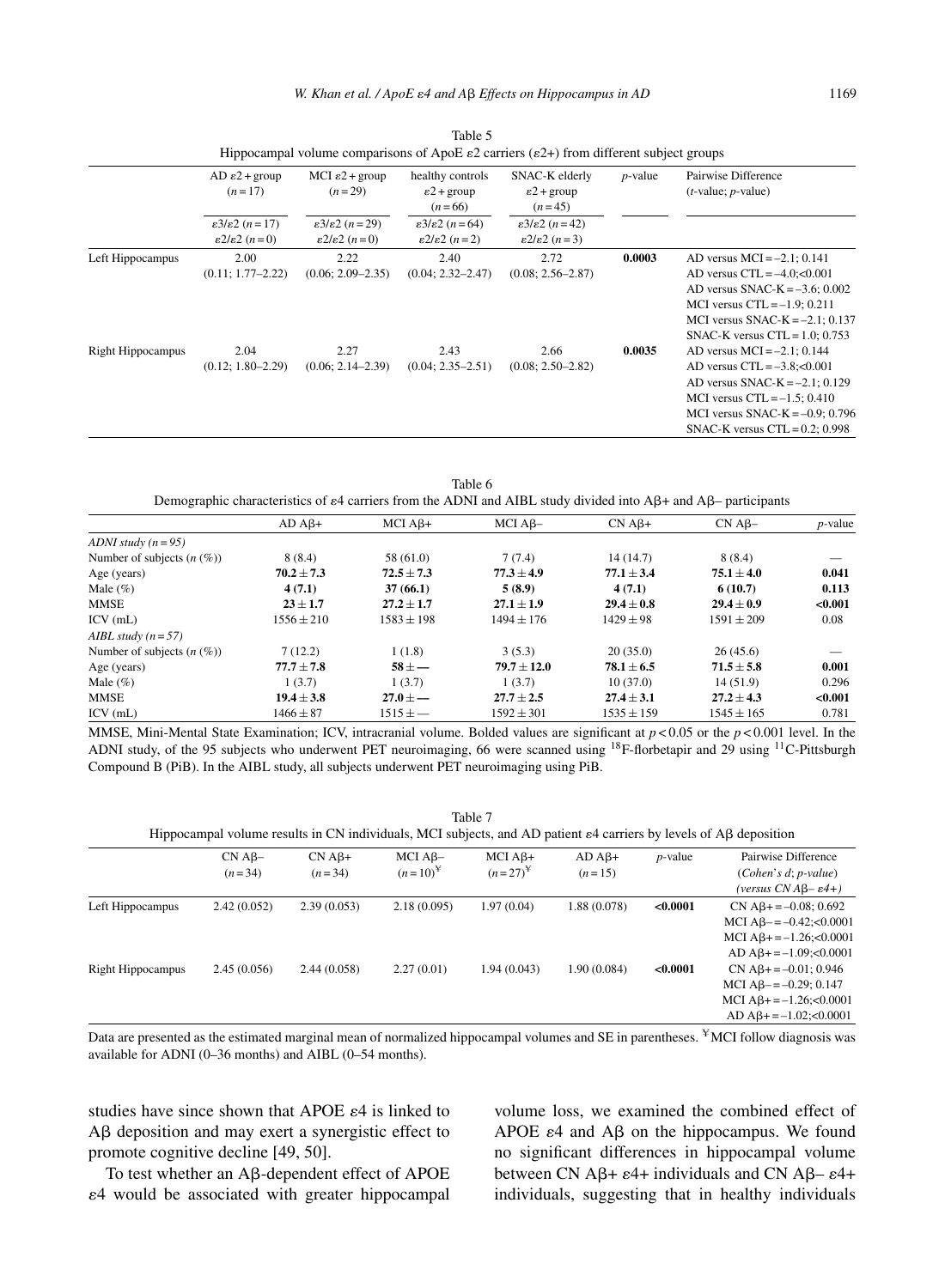Table 5
Hippocampal volume comparisons of ApoE ε2 carriers (ε2+) from different subject groups

| | AD ε2 + group (n = 17) | MCI ε2 + group (n = 29) | healthy controls ε2 + group (n = 66) | SNAC-K elderly ε2 + group (n = 45) | p-value | Pairwise Difference (t-value; p-value) |
|---|---|---|---|---|---|---|
| | ε3/ε2 (n = 17) ε2/ε2 (n = 0) | ε3/ε2 (n = 29) ε2/ε2 (n = 0) | ε3/ε2 (n = 64) ε2/ε2 (n = 2) | ε3/ε2 (n = 42) ε2/ε2 (n = 3) | | |
| Left Hippocampus | 2.00 (0.11; 1.77–2.22) | 2.22 (0.06; 2.09–2.35) | 2.40 (0.04; 2.32–2.47) | 2.72 (0.08; 2.56–2.87) | **0.0003** | AD versus MCI = –2.1; 0.141<br>AD versus CTL = –4.0;<0.001<br>AD versus SNAC-K = –3.6; 0.002<br>MCI versus CTL = –1.9; 0.211<br>MCI versus SNAC-K = –2.1; 0.137<br>SNAC-K versus CTL = 1.0; 0.753 |
| Right Hippocampus | 2.04 (0.12; 1.80–2.29) | 2.27 (0.06; 2.14–2.39) | 2.43 (0.04; 2.35–2.51) | 2.66 (0.08; 2.50–2.82) | **0.0035** | AD versus MCI = –2.1; 0.144<br>AD versus CTL = –3.8;<0.001<br>AD versus SNAC-K = –2.1; 0.129<br>MCI versus CTL = –1.5; 0.410<br>MCI versus SNAC-K = –0.9; 0.796<br>SNAC-K versus CTL = 0.2; 0.998 |

Table 6
Demographic characteristics of ε4 carriers from the ADNI and AIBL study divided into Aβ+ and Aβ– participants

| | AD Aβ+ | MCI Aβ+ | MCI Aβ– | CN Aβ+ | CN Aβ– | p-value |
|---|---|---|---|---|---|---|
| *ADNI study (n = 95)* | | | | | | |
| Number of subjects (n (%)) | 8 (8.4) | 58 (61.0) | 7 (7.4) | 14 (14.7) | 8 (8.4) | — |
| Age (years) | **70.2 ± 7.3** | **72.5 ± 7.3** | **77.3 ± 4.9** | **77.1 ± 3.4** | **75.1 ± 4.0** | **0.041** |
| Male (%) | **4 (7.1)** | **37 (66.1)** | **5 (8.9)** | **4 (7.1)** | **6 (10.7)** | **0.113** |
| MMSE | **23 ± 1.7** | **27.2 ± 1.7** | **27.1 ± 1.9** | **29.4 ± 0.8** | **29.4 ± 0.9** | **<0.001** |
| ICV (mL) | 1556 ± 210 | 1583 ± 198 | 1494 ± 176 | 1429 ± 98 | 1591 ± 209 | 0.08 |
| *AIBL study (n = 57)* | | | | | | |
| Number of subjects (n (%)) | 7 (12.2) | 1 (1.8) | 3 (5.3) | 20 (35.0) | 26 (45.6) | — |
| Age (years) | **77.7 ± 7.8** | **58 ± —** | **79.7 ± 12.0** | **78.1 ± 6.5** | **71.5 ± 5.8** | **0.001** |
| Male (%) | 1 (3.7) | 1 (3.7) | 1 (3.7) | 10 (37.0) | 14 (51.9) | 0.296 |
| MMSE | **19.4 ± 3.8** | **27.0 ± —** | **27.7 ± 2.5** | **27.4 ± 3.1** | **27.2 ± 4.3** | **<0.001** |
| ICV (mL) | 1466 ± 87 | 1515 ± — | 1592 ± 301 | 1535 ± 159 | 1545 ± 165 | 0.781 |

MMSE, Mini-Mental State Examination; ICV, intracranial volume. Bolded values are significant at $p < 0.05$ or the $p < 0.001$ level. In the ADNI study, of the 95 subjects who underwent PET neuroimaging, 66 were scanned using $^{18}$F-florbetapir and 29 using $^{11}$C-Pittsburgh Compound B (PiB). In the AIBL study, all subjects underwent PET neuroimaging using PiB.

Table 7
Hippocampal volume results in CN individuals, MCI subjects, and AD patient ε4 carriers by levels of Aβ deposition

| | CN Aβ– (n = 34) | CN Aβ+ (n = 34) | MCI Aβ– (n = 10)[¥] | MCI Aβ+ (n = 27)[¥] | AD Aβ+ (n = 15) | p-value | Pairwise Difference (*Cohen's d; p-value*) (*versus CN Aβ– ε4+*) |
|---|---|---|---|---|---|---|---|
| Left Hippocampus | 2.42 (0.052) | 2.39 (0.053) | 2.18 (0.095) | 1.97 (0.04) | 1.88 (0.078) | **<0.0001** | CN Aβ+ = –0.08; 0.692<br>MCI Aβ– = –0.42;<0.0001<br>MCI Aβ+ = –1.26;<0.0001<br>AD Aβ+ = –1.09;<0.0001 |
| Right Hippocampus | 2.45 (0.056) | 2.44 (0.058) | 2.27 (0.01) | 1.94 (0.043) | 1.90 (0.084) | **<0.0001** | CN Aβ+ = –0.01; 0.946<br>MCI Aβ– = –0.29; 0.147<br>MCI Aβ+ = –1.26;<0.0001<br>AD Aβ+ = –1.02;<0.0001 |

Data are presented as the estimated marginal mean of normalized hippocampal volumes and SE in parentheses. [¥]MCI follow diagnosis was available for ADNI (0–36 months) and AIBL (0–54 months).

studies have since shown that APOE ε4 is linked to Aβ deposition and may exert a synergistic effect to promote cognitive decline [49, 50].

To test whether an Aβ-dependent effect of APOE ε4 would be associated with greater hippocampal volume loss, we examined the combined effect of APOE ε4 and Aβ on the hippocampus. We found no significant differences in hippocampal volume between CN Aβ+ ε4+ individuals and CN Aβ– ε4+ individuals, suggesting that in healthy individuals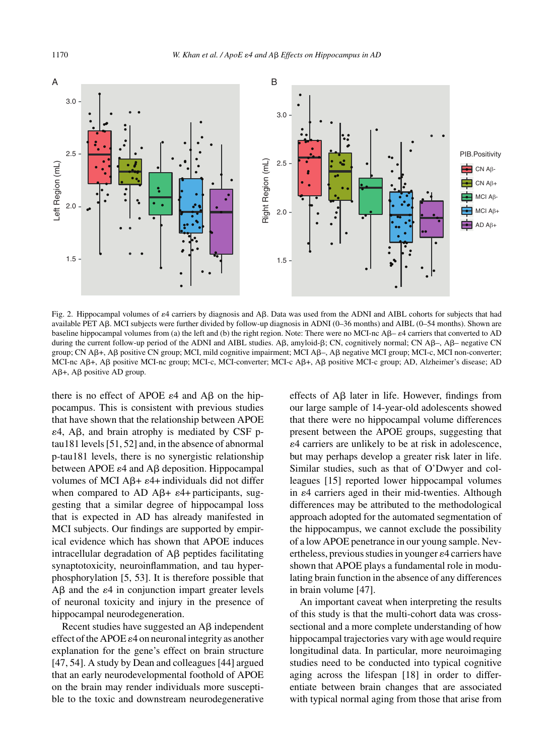Fig. 2. Hippocampal volumes of ε4 carriers by diagnosis and Aβ. Data was used from the ADNI and AIBL cohorts for subjects that had available PET Aβ. MCI subjects were further divided by follow-up diagnosis in ADNI (0–36 months) and AIBL (0–54 months). Shown are baseline hippocampal volumes from (a) the left and (b) the right region. Note: There were no MCI-nc Aβ– ε4 carriers that converted to AD during the current follow-up period of the ADNI and AIBL studies. Aβ, amyloid-β; CN, cognitively normal; CN Aβ–, Aβ– negative CN group; CN Aβ+, Aβ positive CN group; MCI, mild cognitive impairment; MCI Aβ–, Aβ negative MCI group; MCI-c, MCI non-converter; MCI-nc Aβ+, Aβ positive MCI-nc group; MCI-c, MCI-converter; MCI-c Aβ+, Aβ positive MCI-c group; AD, Alzheimer's disease; AD Aβ+, Aβ positive AD group.

there is no effect of APOE ε4 and Aβ on the hippocampus. This is consistent with previous studies that have shown that the relationship between APOE ε4, Aβ, and brain atrophy is mediated by CSF p-tau181 levels [51, 52] and, in the absence of abnormal p-tau181 levels, there is no synergistic relationship between APOE ε4 and Aβ deposition. Hippocampal volumes of MCI Aβ+ ε4+ individuals did not differ when compared to AD Aβ+ ε4+ participants, suggesting that a similar degree of hippocampal loss that is expected in AD has already manifested in MCI subjects. Our findings are supported by empirical evidence which has shown that APOE induces intracellular degradation of Aβ peptides facilitating synaptotoxicity, neuroinflammation, and tau hyperphosphorylation [5, 53]. It is therefore possible that Aβ and the ε4 in conjunction impart greater levels of neuronal toxicity and injury in the presence of hippocampal neurodegeneration.

Recent studies have suggested an Aβ independent effect of the APOE ε4 on neuronal integrity as another explanation for the gene's effect on brain structure [47, 54]. A study by Dean and colleagues [44] argued that an early neurodevelopmental foothold of APOE on the brain may render individuals more susceptible to the toxic and downstream neurodegenerative effects of Aβ later in life. However, findings from our large sample of 14-year-old adolescents showed that there were no hippocampal volume differences present between the APOE groups, suggesting that ε4 carriers are unlikely to be at risk in adolescence, but may perhaps develop a greater risk later in life. Similar studies, such as that of O'Dwyer and colleagues [15] reported lower hippocampal volumes in ε4 carriers aged in their mid-twenties. Although differences may be attributed to the methodological approach adopted for the automated segmentation of the hippocampus, we cannot exclude the possibility of a low APOE penetrance in our young sample. Nevertheless, previous studies in younger ε4 carriers have shown that APOE plays a fundamental role in modulating brain function in the absence of any differences in brain volume [47].

An important caveat when interpreting the results of this study is that the multi-cohort data was cross-sectional and a more complete understanding of how hippocampal trajectories vary with age would require longitudinal data. In particular, more neuroimaging studies need to be conducted into typical cognitive aging across the lifespan [18] in order to differentiate between brain changes that are associated with typical normal aging from those that arise from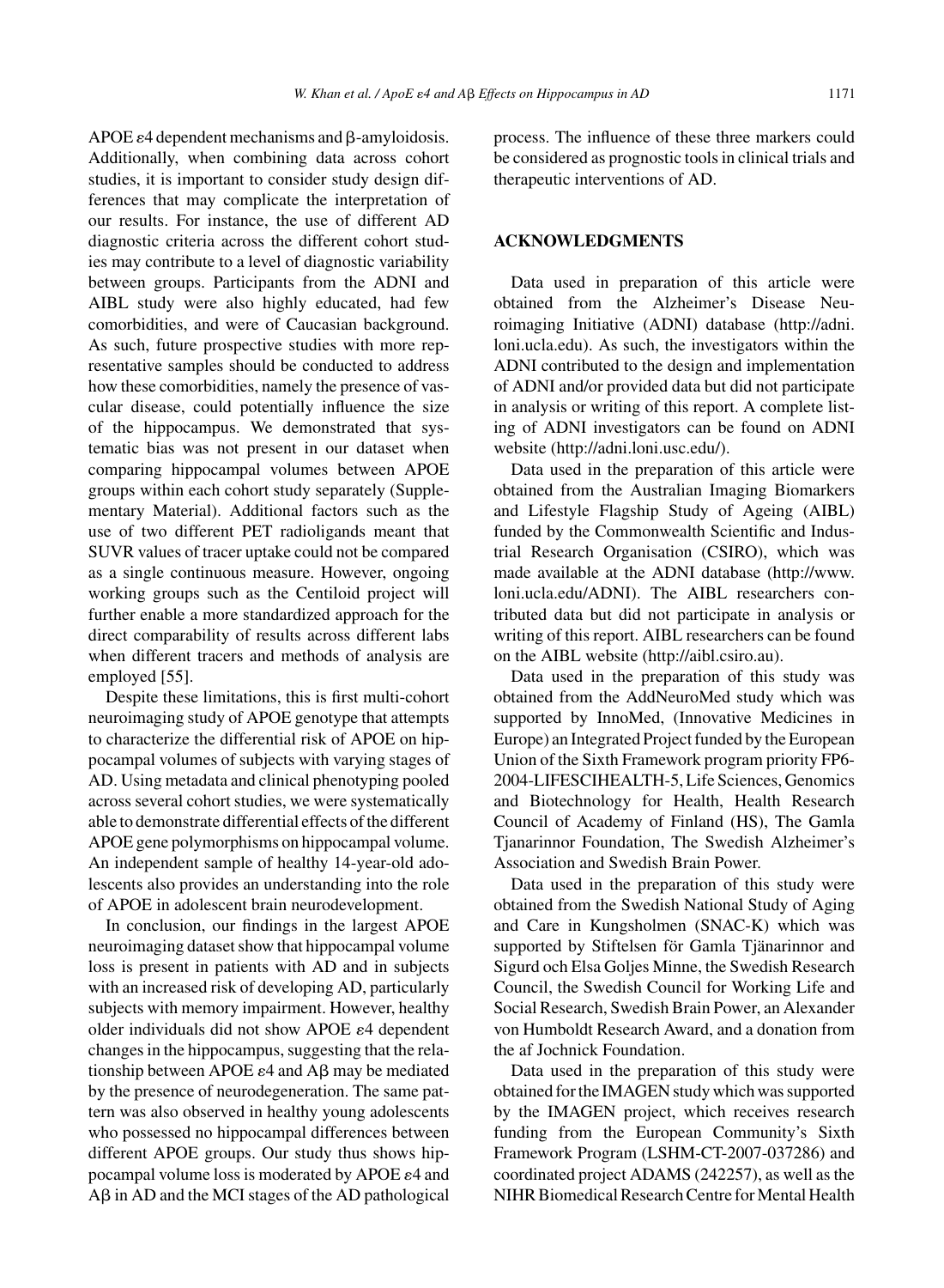APOE $\varepsilon$4 dependent mechanisms and $\beta$-amyloidosis. Additionally, when combining data across cohort studies, it is important to consider study design differences that may complicate the interpretation of our results. For instance, the use of different AD diagnostic criteria across the different cohort studies may contribute to a level of diagnostic variability between groups. Participants from the ADNI and AIBL study were also highly educated, had few comorbidities, and were of Caucasian background. As such, future prospective studies with more representative samples should be conducted to address how these comorbidities, namely the presence of vascular disease, could potentially influence the size of the hippocampus. We demonstrated that systematic bias was not present in our dataset when comparing hippocampal volumes between APOE groups within each cohort study separately (Supplementary Material). Additional factors such as the use of two different PET radioligands meant that SUVR values of tracer uptake could not be compared as a single continuous measure. However, ongoing working groups such as the Centiloid project will further enable a more standardized approach for the direct comparability of results across different labs when different tracers and methods of analysis are employed [55].

Despite these limitations, this is first multi-cohort neuroimaging study of APOE genotype that attempts to characterize the differential risk of APOE on hippocampal volumes of subjects with varying stages of AD. Using metadata and clinical phenotyping pooled across several cohort studies, we were systematically able to demonstrate differential effects of the different APOE gene polymorphisms on hippocampal volume. An independent sample of healthy 14-year-old adolescents also provides an understanding into the role of APOE in adolescent brain neurodevelopment.

In conclusion, our findings in the largest APOE neuroimaging dataset show that hippocampal volume loss is present in patients with AD and in subjects with an increased risk of developing AD, particularly subjects with memory impairment. However, healthy older individuals did not show APOE $\varepsilon$4 dependent changes in the hippocampus, suggesting that the relationship between APOE $\varepsilon$4 and A$\beta$ may be mediated by the presence of neurodegeneration. The same pattern was also observed in healthy young adolescents who possessed no hippocampal differences between different APOE groups. Our study thus shows hippocampal volume loss is moderated by APOE $\varepsilon$4 and A$\beta$ in AD and the MCI stages of the AD pathological process. The influence of these three markers could be considered as prognostic tools in clinical trials and therapeutic interventions of AD.

## ACKNOWLEDGMENTS

Data used in preparation of this article were obtained from the Alzheimer's Disease Neuroimaging Initiative (ADNI) database (http://adni.loni.ucla.edu). As such, the investigators within the ADNI contributed to the design and implementation of ADNI and/or provided data but did not participate in analysis or writing of this report. A complete listing of ADNI investigators can be found on ADNI website (http://adni.loni.usc.edu/).

Data used in the preparation of this article were obtained from the Australian Imaging Biomarkers and Lifestyle Flagship Study of Ageing (AIBL) funded by the Commonwealth Scientific and Industrial Research Organisation (CSIRO), which was made available at the ADNI database (http://www.loni.ucla.edu/ADNI). The AIBL researchers contributed data but did not participate in analysis or writing of this report. AIBL researchers can be found on the AIBL website (http://aibl.csiro.au).

Data used in the preparation of this study was obtained from the AddNeuroMed study which was supported by InnoMed, (Innovative Medicines in Europe) an Integrated Project funded by the European Union of the Sixth Framework program priority FP6-2004-LIFESCIHEALTH-5, Life Sciences, Genomics and Biotechnology for Health, Health Research Council of Academy of Finland (HS), The Gamla Tjanarinnor Foundation, The Swedish Alzheimer's Association and Swedish Brain Power.

Data used in the preparation of this study were obtained from the Swedish National Study of Aging and Care in Kungsholmen (SNAC-K) which was supported by Stiftelsen för Gamla Tjänarinnor and Sigurd och Elsa Goljes Minne, the Swedish Research Council, the Swedish Council for Working Life and Social Research, Swedish Brain Power, an Alexander von Humboldt Research Award, and a donation from the af Jochnick Foundation.

Data used in the preparation of this study were obtained for the IMAGEN study which was supported by the IMAGEN project, which receives research funding from the European Community's Sixth Framework Program (LSHM-CT-2007-037286) and coordinated project ADAMS (242257), as well as the NIHR Biomedical Research Centre for Mental Health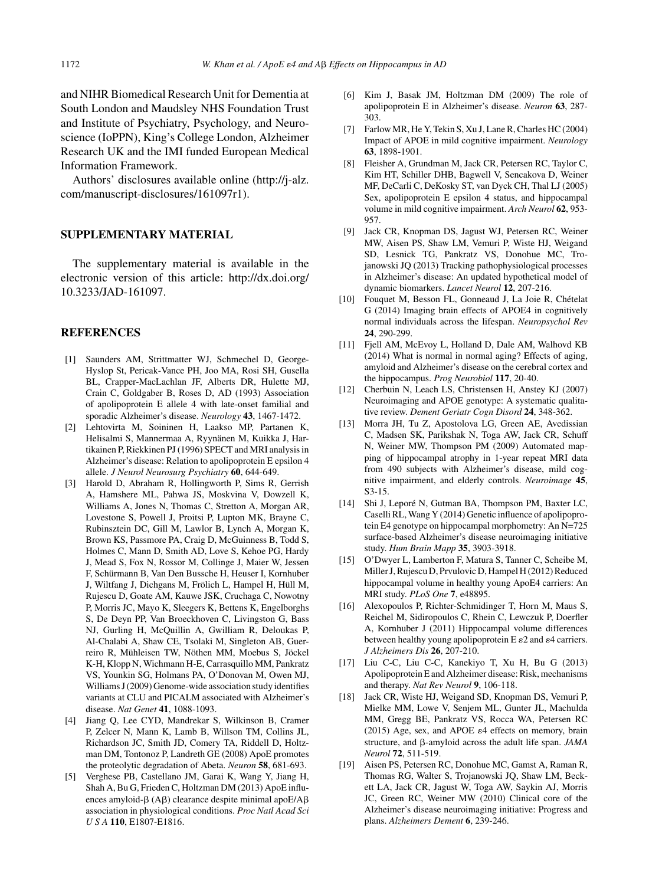and NIHR Biomedical Research Unit for Dementia at South London and Maudsley NHS Foundation Trust and Institute of Psychiatry, Psychology, and Neuroscience (IoPPN), King's College London, Alzheimer Research UK and the IMI funded European Medical Information Framework.

Authors' disclosures available online (http://j-alz.com/manuscript-disclosures/161097r1).

## SUPPLEMENTARY MATERIAL

The supplementary material is available in the electronic version of this article: http://dx.doi.org/10.3233/JAD-161097.

## REFERENCES

[1] Saunders AM, Strittmatter WJ, Schmechel D, George-Hyslop St, Pericak-Vance PH, Joo MA, Rosi SH, Gusella BL, Crapper-MacLachlan JF, Alberts DR, Hulette MJ, Crain C, Goldgaber B, Roses D, AD (1993) Association of apolipoprotein E allele 4 with late-onset familial and sporadic Alzheimer's disease. *Neurology* **43**, 1467-1472.

[2] Lehtovirta M, Soininen H, Laakso MP, Partanen K, Helisalmi S, Mannermaa A, Ryynänen M, Kuikka J, Hartikainen P, Riekkinen PJ (1996) SPECT and MRI analysis in Alzheimer's disease: Relation to apolipoprotein E epsilon 4 allele. *J Neurol Neurosurg Psychiatry* **60**, 644-649.

[3] Harold D, Abraham R, Hollingworth P, Sims R, Gerrish A, Hamshere ML, Pahwa JS, Moskvina V, Dowzell K, Williams A, Jones N, Thomas C, Stretton A, Morgan AR, Lovestone S, Powell J, Proitsi P, Lupton MK, Brayne C, Rubinsztein DC, Gill M, Lawlor B, Lynch A, Morgan K, Brown KS, Passmore PA, Craig D, McGuinness B, Todd S, Holmes C, Mann D, Smith AD, Love S, Kehoe PG, Hardy J, Mead S, Fox N, Rossor M, Collinge J, Maier W, Jessen F, Schürmann B, Van Den Bussche H, Heuser I, Kornhuber J, Wiltfang J, Dichgans M, Frölich L, Hampel H, Hüll M, Rujescu D, Goate AM, Kauwe JSK, Cruchaga C, Nowotny P, Morris JC, Mayo K, Sleegers K, Bettens K, Engelborghs S, De Deyn PP, Van Broeckhoven C, Livingston G, Bass NJ, Gurling H, McQuillin A, Gwilliam R, Deloukas P, Al-Chalabi A, Shaw CE, Tsolaki M, Singleton AB, Guerreiro R, Mühleisen TW, Nöthen MM, Moebus S, Jöckel K-H, Klopp N, Wichmann H-E, Carrasquillo MM, Pankratz VS, Younkin SG, Holmans PA, O'Donovan M, Owen MJ, Williams J (2009) Genome-wide association study identifies variants at CLU and PICALM associated with Alzheimer's disease. *Nat Genet* **41**, 1088-1093.

[4] Jiang Q, Lee CYD, Mandrekar S, Wilkinson B, Cramer P, Zelcer N, Mann K, Lamb B, Willson TM, Collins JL, Richardson JC, Smith JD, Comery TA, Riddell D, Holtzman DM, Tontonoz P, Landreth GE (2008) ApoE promotes the proteolytic degradation of Abeta. *Neuron* **58**, 681-693.

[5] Verghese PB, Castellano JM, Garai K, Wang Y, Jiang H, Shah A, Bu G, Frieden C, Holtzman DM (2013) ApoE influences amyloid-β (Aβ) clearance despite minimal apoE/Aβ association in physiological conditions. *Proc Natl Acad Sci U S A* **110**, E1807-E1816.

[6] Kim J, Basak JM, Holtzman DM (2009) The role of apolipoprotein E in Alzheimer's disease. *Neuron* **63**, 287-303.

[7] Farlow MR, He Y, Tekin S, Xu J, Lane R, Charles HC (2004) Impact of APOE in mild cognitive impairment. *Neurology* **63**, 1898-1901.

[8] Fleisher A, Grundman M, Jack CR, Petersen RC, Taylor C, Kim HT, Schiller DHB, Bagwell V, Sencakova D, Weiner MF, DeCarli C, DeKosky ST, van Dyck CH, Thal LJ (2005) Sex, apolipoprotein E epsilon 4 status, and hippocampal volume in mild cognitive impairment. *Arch Neurol* **62**, 953-957.

[9] Jack CR, Knopman DS, Jagust WJ, Petersen RC, Weiner MW, Aisen PS, Shaw LM, Vemuri P, Wiste HJ, Weigand SD, Lesnick TG, Pankratz VS, Donohue MC, Trojanowski JQ (2013) Tracking pathophysiological processes in Alzheimer's disease: An updated hypothetical model of dynamic biomarkers. *Lancet Neurol* **12**, 207-216.

[10] Fouquet M, Besson FL, Gonneaud J, La Joie R, Chételat G (2014) Imaging brain effects of APOE4 in cognitively normal individuals across the lifespan. *Neuropsychol Rev* **24**, 290-299.

[11] Fjell AM, McEvoy L, Holland D, Dale AM, Walhovd KB (2014) What is normal in normal aging? Effects of aging, amyloid and Alzheimer's disease on the cerebral cortex and the hippocampus. *Prog Neurobiol* **117**, 20-40.

[12] Cherbuin N, Leach LS, Christensen H, Anstey KJ (2007) Neuroimaging and APOE genotype: A systematic qualitative review. *Dement Geriatr Cogn Disord* **24**, 348-362.

[13] Morra JH, Tu Z, Apostolova LG, Green AE, Avedissian C, Madsen SK, Parikshak N, Toga AW, Jack CR, Schuff N, Weiner MW, Thompson PM (2009) Automated mapping of hippocampal atrophy in 1-year repeat MRI data from 490 subjects with Alzheimer's disease, mild cognitive impairment, and elderly controls. *Neuroimage* **45**, S3-15.

[14] Shi J, Leporé N, Gutman BA, Thompson PM, Baxter LC, Caselli RL, Wang Y (2014) Genetic influence of apolipoprotein E4 genotype on hippocampal morphometry: An N=725 surface-based Alzheimer's disease neuroimaging initiative study. *Hum Brain Mapp* **35**, 3903-3918.

[15] O'Dwyer L, Lamberton F, Matura S, Tanner C, Scheibe M, Miller J, Rujescu D, Prvulovic D, Hampel H (2012) Reduced hippocampal volume in healthy young ApoE4 carriers: An MRI study. *PLoS One* **7**, e48895.

[16] Alexopoulos P, Richter-Schmidinger T, Horn M, Maus S, Reichel M, Sidiropoulos C, Rhein C, Lewczuk P, Doerfler A, Kornhuber J (2011) Hippocampal volume differences between healthy young apolipoprotein E ε2 and ε4 carriers. *J Alzheimers Dis* **26**, 207-210.

[17] Liu C-C, Liu C-C, Kanekiyo T, Xu H, Bu G (2013) Apolipoprotein E and Alzheimer disease: Risk, mechanisms and therapy. *Nat Rev Neurol* **9**, 106-118.

[18] Jack CR, Wiste HJ, Weigand SD, Knopman DS, Vemuri P, Mielke MM, Lowe V, Senjem ML, Gunter JL, Machulda MM, Gregg BE, Pankratz VS, Rocca WA, Petersen RC (2015) Age, sex, and APOE ε4 effects on memory, brain structure, and β-amyloid across the adult life span. *JAMA Neurol* **72**, 511-519.

[19] Aisen PS, Petersen RC, Donohue MC, Gamst A, Raman R, Thomas RG, Walter S, Trojanowski JQ, Shaw LM, Beckett LA, Jack CR, Jagust W, Toga AW, Saykin AJ, Morris JC, Green RC, Weiner MW (2010) Clinical core of the Alzheimer's disease neuroimaging initiative: Progress and plans. *Alzheimers Dement* **6**, 239-246.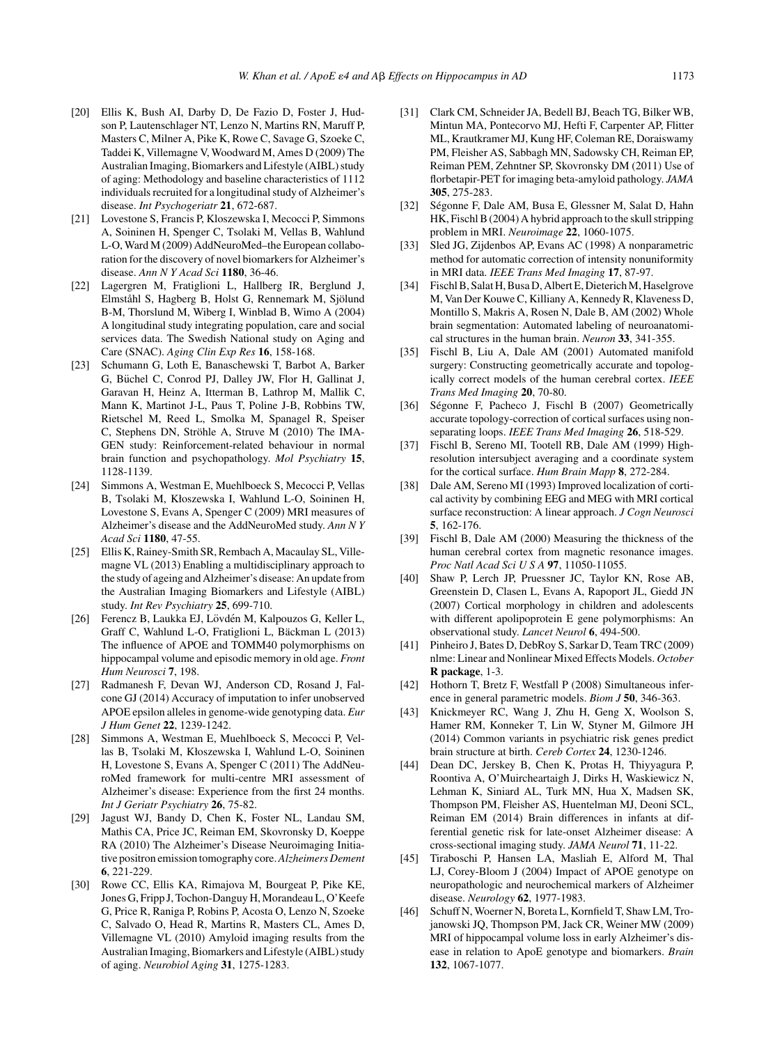[20] Ellis K, Bush AI, Darby D, De Fazio D, Foster J, Hudson P, Lautenschlager NT, Lenzo N, Martins RN, Maruff P, Masters C, Milner A, Pike K, Rowe C, Savage G, Szoeke C, Taddei K, Villemagne V, Woodward M, Ames D (2009) The Australian Imaging, Biomarkers and Lifestyle (AIBL) study of aging: Methodology and baseline characteristics of 1112 individuals recruited for a longitudinal study of Alzheimer's disease. *Int Psychogeriatr* **21**, 672-687.

[21] Lovestone S, Francis P, Kloszewska I, Mecocci P, Simmons A, Soininen H, Spenger C, Tsolaki M, Vellas B, Wahlund L-O, Ward M (2009) AddNeuroMed–the European collaboration for the discovery of novel biomarkers for Alzheimer's disease. *Ann N Y Acad Sci* **1180**, 36-46.

[22] Lagergren M, Fratiglioni L, Hallberg IR, Berglund J, Elmståhl S, Hagberg B, Holst G, Rennemark M, Sjölund B-M, Thorslund M, Wiberg I, Winblad B, Wimo A (2004) A longitudinal study integrating population, care and social services data. The Swedish National study on Aging and Care (SNAC). *Aging Clin Exp Res* **16**, 158-168.

[23] Schumann G, Loth E, Banaschewski T, Barbot A, Barker G, Büchel C, Conrod PJ, Dalley JW, Flor H, Gallinat J, Garavan H, Heinz A, Itterman B, Lathrop M, Mallik C, Mann K, Martinot J-L, Paus T, Poline J-B, Robbins TW, Rietschel M, Reed L, Smolka M, Spanagel R, Speiser C, Stephens DN, Ströhle A, Struve M (2010) The IMAGEN study: Reinforcement-related behaviour in normal brain function and psychopathology. *Mol Psychiatry* **15**, 1128-1139.

[24] Simmons A, Westman E, Muehlboeck S, Mecocci P, Vellas B, Tsolaki M, Kłoszewska I, Wahlund L-O, Soininen H, Lovestone S, Evans A, Spenger C (2009) MRI measures of Alzheimer's disease and the AddNeuroMed study. *Ann N Y Acad Sci* **1180**, 47-55.

[25] Ellis K, Rainey-Smith SR, Rembach A, Macaulay SL, Villemagne VL (2013) Enabling a multidisciplinary approach to the study of ageing and Alzheimer's disease: An update from the Australian Imaging Biomarkers and Lifestyle (AIBL) study. *Int Rev Psychiatry* **25**, 699-710.

[26] Ferencz B, Laukka EJ, Lövdén M, Kalpouzos G, Keller L, Graff C, Wahlund L-O, Fratiglioni L, Bäckman L (2013) The influence of APOE and TOMM40 polymorphisms on hippocampal volume and episodic memory in old age. *Front Hum Neurosci* **7**, 198.

[27] Radmanesh F, Devan WJ, Anderson CD, Rosand J, Falcone GJ (2014) Accuracy of imputation to infer unobserved APOE epsilon alleles in genome-wide genotyping data. *Eur J Hum Genet* **22**, 1239-1242.

[28] Simmons A, Westman E, Muehlboeck S, Mecocci P, Vellas B, Tsolaki M, Kłoszewska I, Wahlund L-O, Soininen H, Lovestone S, Evans A, Spenger C (2011) The AddNeuroMed framework for multi-centre MRI assessment of Alzheimer's disease: Experience from the first 24 months. *Int J Geriatr Psychiatry* **26**, 75-82.

[29] Jagust WJ, Bandy D, Chen K, Foster NL, Landau SM, Mathis CA, Price JC, Reiman EM, Skovronsky D, Koeppe RA (2010) The Alzheimer's Disease Neuroimaging Initiative positron emission tomography core. *Alzheimers Dement* **6**, 221-229.

[30] Rowe CC, Ellis KA, Rimajova M, Bourgeat P, Pike KE, Jones G, Fripp J, Tochon-Danguy H, Morandeau L, O'Keefe G, Price R, Raniga P, Robins P, Acosta O, Lenzo N, Szoeke C, Salvado O, Head R, Martins R, Masters CL, Ames D, Villemagne VL (2010) Amyloid imaging results from the Australian Imaging, Biomarkers and Lifestyle (AIBL) study of aging. *Neurobiol Aging* **31**, 1275-1283.

[31] Clark CM, Schneider JA, Bedell BJ, Beach TG, Bilker WB, Mintun MA, Pontecorvo MJ, Hefti F, Carpenter AP, Flitter ML, Krautkramer MJ, Kung HF, Coleman RE, Doraiswamy PM, Fleisher AS, Sabbagh MN, Sadowsky CH, Reiman EP, Reiman PEM, Zehntner SP, Skovronsky DM (2011) Use of florbetapir-PET for imaging beta-amyloid pathology. *JAMA* **305**, 275-283.

[32] Ségonne F, Dale AM, Busa E, Glessner M, Salat D, Hahn HK, Fischl B (2004) A hybrid approach to the skull stripping problem in MRI. *Neuroimage* **22**, 1060-1075.

[33] Sled JG, Zijdenbos AP, Evans AC (1998) A nonparametric method for automatic correction of intensity nonuniformity in MRI data. *IEEE Trans Med Imaging* **17**, 87-97.

[34] Fischl B, Salat H, Busa D, Albert E, Dieterich M, Haselgrove M, Van Der Kouwe C, Killiany A, Kennedy R, Klaveness D, Montillo S, Makris A, Rosen N, Dale B, AM (2002) Whole brain segmentation: Automated labeling of neuroanatomical structures in the human brain. *Neuron* **33**, 341-355.

[35] Fischl B, Liu A, Dale AM (2001) Automated manifold surgery: Constructing geometrically accurate and topologically correct models of the human cerebral cortex. *IEEE Trans Med Imaging* **20**, 70-80.

[36] Ségonne F, Pacheco J, Fischl B (2007) Geometrically accurate topology-correction of cortical surfaces using nonseparating loops. *IEEE Trans Med Imaging* **26**, 518-529.

[37] Fischl B, Sereno MI, Tootell RB, Dale AM (1999) High-resolution intersubject averaging and a coordinate system for the cortical surface. *Hum Brain Mapp* **8**, 272-284.

[38] Dale AM, Sereno MI (1993) Improved localization of cortical activity by combining EEG and MEG with MRI cortical surface reconstruction: A linear approach. *J Cogn Neurosci* **5**, 162-176.

[39] Fischl B, Dale AM (2000) Measuring the thickness of the human cerebral cortex from magnetic resonance images. *Proc Natl Acad Sci U S A* **97**, 11050-11055.

[40] Shaw P, Lerch JP, Pruessner JC, Taylor KN, Rose AB, Greenstein D, Clasen L, Evans A, Rapoport JL, Giedd JN (2007) Cortical morphology in children and adolescents with different apolipoprotein E gene polymorphisms: An observational study. *Lancet Neurol* **6**, 494-500.

[41] Pinheiro J, Bates D, DebRoy S, Sarkar D, Team TRC (2009) nlme: Linear and Nonlinear Mixed Effects Models. *October* **R package**, 1-3.

[42] Hothorn T, Bretz F, Westfall P (2008) Simultaneous inference in general parametric models. *Biom J* **50**, 346-363.

[43] Knickmeyer RC, Wang J, Zhu H, Geng X, Woolson S, Hamer RM, Konneker T, Lin W, Styner M, Gilmore JH (2014) Common variants in psychiatric risk genes predict brain structure at birth. *Cereb Cortex* **24**, 1230-1246.

[44] Dean DC, Jerskey B, Chen K, Protas H, Thiyyagura P, Roontiva A, O'Muircheartaigh J, Dirks H, Waskiewicz N, Lehman K, Siniard AL, Turk MN, Hua X, Madsen SK, Thompson PM, Fleisher AS, Huentelman MJ, Deoni SCL, Reiman EM (2014) Brain differences in infants at differential genetic risk for late-onset Alzheimer disease: A cross-sectional imaging study. *JAMA Neurol* **71**, 11-22.

[45] Tiraboschi P, Hansen LA, Masliah E, Alford M, Thal LJ, Corey-Bloom J (2004) Impact of APOE genotype on neuropathologic and neurochemical markers of Alzheimer disease. *Neurology* **62**, 1977-1983.

[46] Schuff N, Woerner N, Boreta L, Kornfield T, Shaw LM, Trojanowski JQ, Thompson PM, Jack CR, Weiner MW (2009) MRI of hippocampal volume loss in early Alzheimer's disease in relation to ApoE genotype and biomarkers. *Brain* **132**, 1067-1077.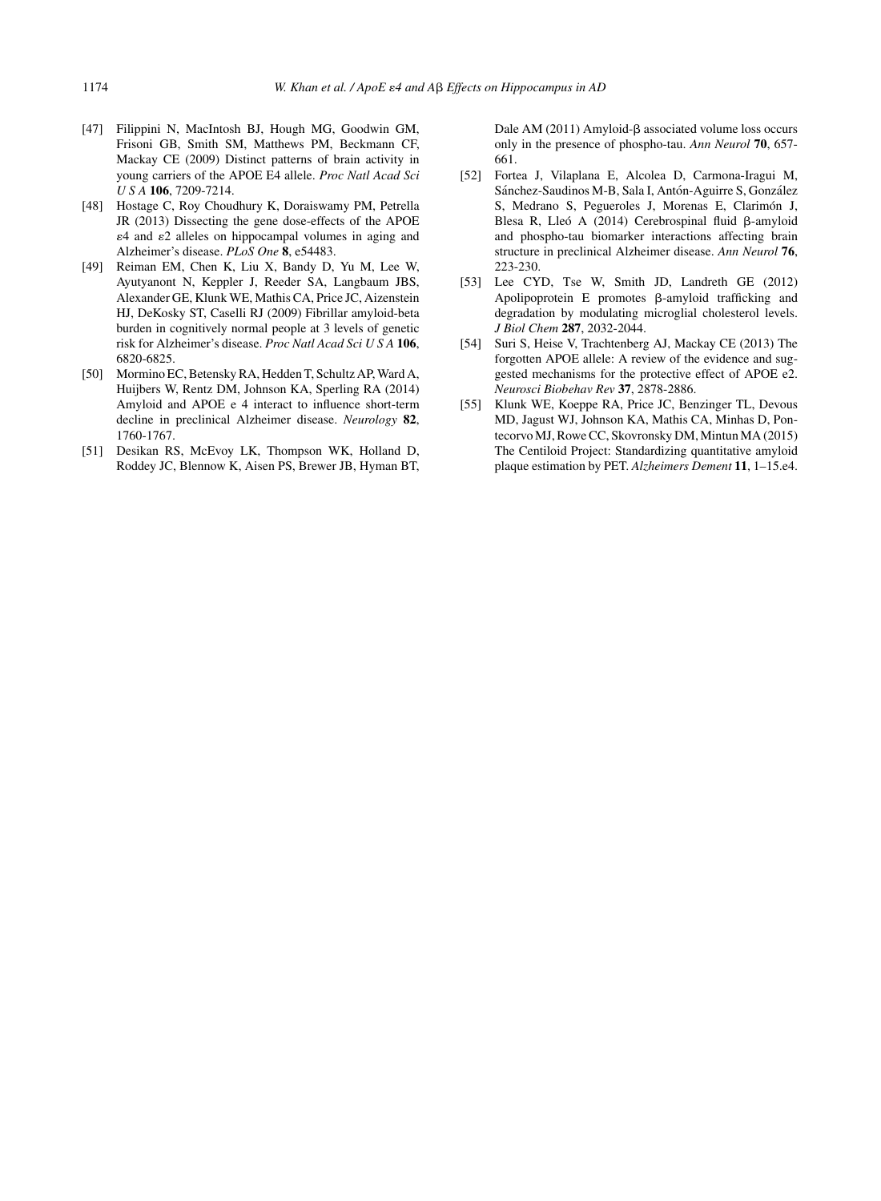[47] Filippini N, MacIntosh BJ, Hough MG, Goodwin GM, Frisoni GB, Smith SM, Matthews PM, Beckmann CF, Mackay CE (2009) Distinct patterns of brain activity in young carriers of the APOE E4 allele. *Proc Natl Acad Sci U S A* **106**, 7209-7214.

[48] Hostage C, Roy Choudhury K, Doraiswamy PM, Petrella JR (2013) Dissecting the gene dose-effects of the APOE $\varepsilon 4$ and $\varepsilon 2$ alleles on hippocampal volumes in aging and Alzheimer's disease. *PLoS One* **8**, e54483.

[49] Reiman EM, Chen K, Liu X, Bandy D, Yu M, Lee W, Ayutyanont N, Keppler J, Reeder SA, Langbaum JBS, Alexander GE, Klunk WE, Mathis CA, Price JC, Aizenstein HJ, DeKosky ST, Caselli RJ (2009) Fibrillar amyloid-beta burden in cognitively normal people at 3 levels of genetic risk for Alzheimer's disease. *Proc Natl Acad Sci U S A* **106**, 6820-6825.

[50] Mormino EC, Betensky RA, Hedden T, Schultz AP, Ward A, Huijbers W, Rentz DM, Johnson KA, Sperling RA (2014) Amyloid and APOE e 4 interact to influence short-term decline in preclinical Alzheimer disease. *Neurology* **82**, 1760-1767.

[51] Desikan RS, McEvoy LK, Thompson WK, Holland D, Roddey JC, Blennow K, Aisen PS, Brewer JB, Hyman BT, Dale AM (2011) Amyloid-β associated volume loss occurs only in the presence of phospho-tau. *Ann Neurol* **70**, 657-661.

[52] Fortea J, Vilaplana E, Alcolea D, Carmona-Iragui M, Sánchez-Saudinos M-B, Sala I, Antón-Aguirre S, González S, Medrano S, Pegueroles J, Morenas E, Clarimón J, Blesa R, Lleó A (2014) Cerebrospinal fluid β-amyloid and phospho-tau biomarker interactions affecting brain structure in preclinical Alzheimer disease. *Ann Neurol* **76**, 223-230.

[53] Lee CYD, Tse W, Smith JD, Landreth GE (2012) Apolipoprotein E promotes β-amyloid trafficking and degradation by modulating microglial cholesterol levels. *J Biol Chem* **287**, 2032-2044.

[54] Suri S, Heise V, Trachtenberg AJ, Mackay CE (2013) The forgotten APOE allele: A review of the evidence and suggested mechanisms for the protective effect of APOE e2. *Neurosci Biobehav Rev* **37**, 2878-2886.

[55] Klunk WE, Koeppe RA, Price JC, Benzinger TL, Devous MD, Jagust WJ, Johnson KA, Mathis CA, Minhas D, Pontecorvo MJ, Rowe CC, Skovronsky DM, Mintun MA (2015) The Centiloid Project: Standardizing quantitative amyloid plaque estimation by PET. *Alzheimers Dement* **11**, 1–15.e4.